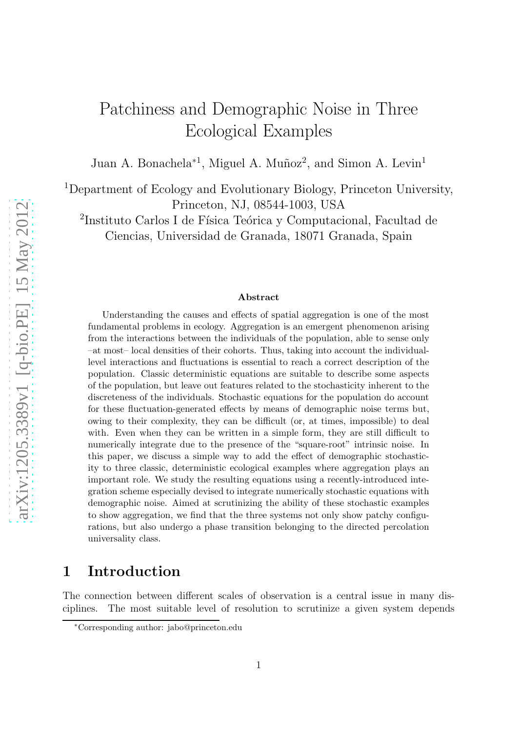# Patchiness and Demographic Noise in Three Ecological Examples

Juan A. Bonachela*[1], Miguel A. Muñoz[2], and Simon A. Levin[1]

[1]Department of Ecology and Evolutionary Biology, Princeton University, Princeton, NJ, 08544-1003, USA

[2]Instituto Carlos I de Física Teórica y Computacional, Facultad de Ciencias, Universidad de Granada, 18071 Granada, Spain

### Abstract

Understanding the causes and effects of spatial aggregation is one of the most fundamental problems in ecology. Aggregation is an emergent phenomenon arising from the interactions between the individuals of the population, able to sense only –at most– local densities of their cohorts. Thus, taking into account the individual-level interactions and fluctuations is essential to reach a correct description of the population. Classic deterministic equations are suitable to describe some aspects of the population, but leave out features related to the stochasticity inherent to the discreteness of the individuals. Stochastic equations for the population do account for these fluctuation-generated effects by means of demographic noise terms but, owing to their complexity, they can be difficult (or, at times, impossible) to deal with. Even when they can be written in a simple form, they are still difficult to numerically integrate due to the presence of the "square-root" intrinsic noise. In this paper, we discuss a simple way to add the effect of demographic stochasticity to three classic, deterministic ecological examples where aggregation plays an important role. We study the resulting equations using a recently-introduced integration scheme especially devised to integrate numerically stochastic equations with demographic noise. Aimed at scrutinizing the ability of these stochastic examples to show aggregation, we find that the three systems not only show patchy configurations, but also undergo a phase transition belonging to the directed percolation universality class.

## 1 Introduction

The connection between different scales of observation is a central issue in many disciplines. The most suitable level of resolution to scrutinize a given system depends

*Corresponding author: jabo@princeton.edu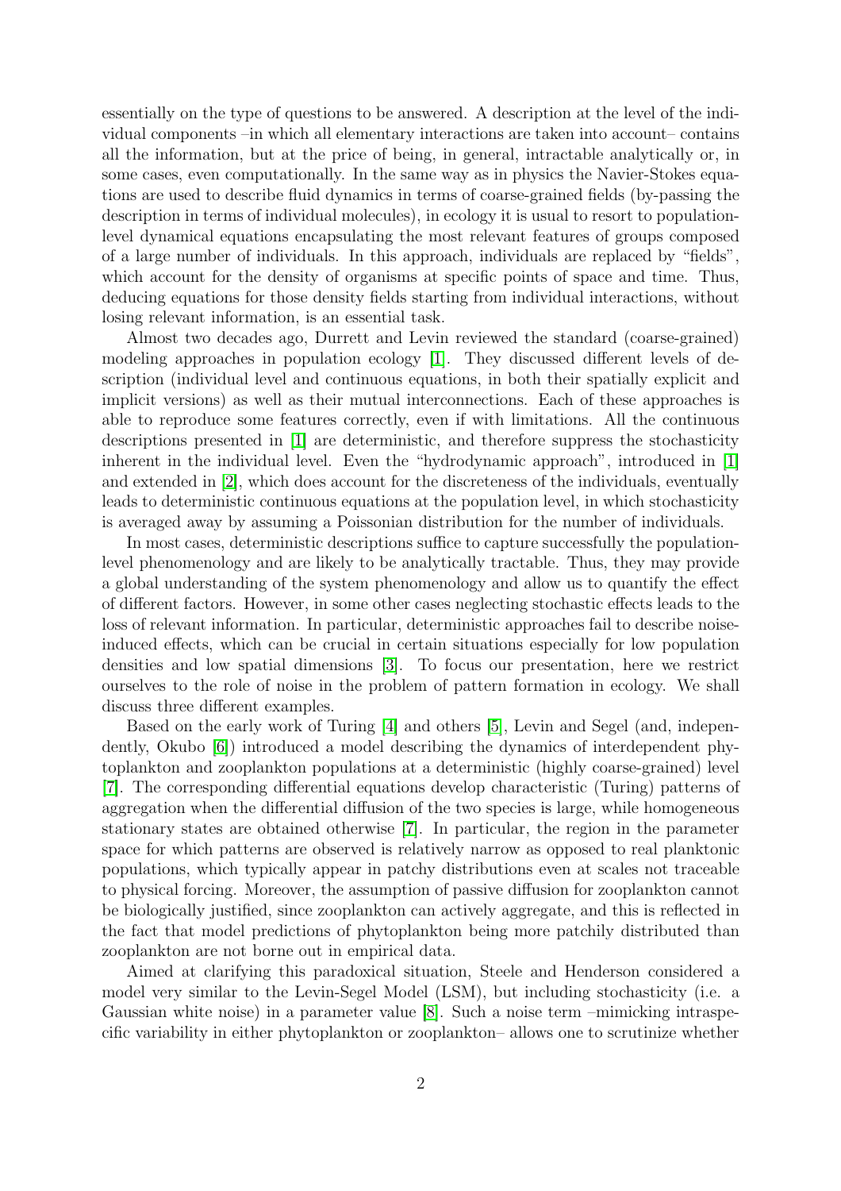essentially on the type of questions to be answered. A description at the level of the individual components –in which all elementary interactions are taken into account– contains all the information, but at the price of being, in general, intractable analytically or, in some cases, even computationally. In the same way as in physics the Navier-Stokes equations are used to describe fluid dynamics in terms of coarse-grained fields (by-passing the description in terms of individual molecules), in ecology it is usual to resort to population-level dynamical equations encapsulating the most relevant features of groups composed of a large number of individuals. In this approach, individuals are replaced by "fields", which account for the density of organisms at specific points of space and time. Thus, deducing equations for those density fields starting from individual interactions, without losing relevant information, is an essential task.

Almost two decades ago, Durrett and Levin reviewed the standard (coarse-grained) modeling approaches in population ecology [1]. They discussed different levels of description (individual level and continuous equations, in both their spatially explicit and implicit versions) as well as their mutual interconnections. Each of these approaches is able to reproduce some features correctly, even if with limitations. All the continuous descriptions presented in [1] are deterministic, and therefore suppress the stochasticity inherent in the individual level. Even the "hydrodynamic approach", introduced in [1] and extended in [2], which does account for the discreteness of the individuals, eventually leads to deterministic continuous equations at the population level, in which stochasticity is averaged away by assuming a Poissonian distribution for the number of individuals.

In most cases, deterministic descriptions suffice to capture successfully the population-level phenomenology and are likely to be analytically tractable. Thus, they may provide a global understanding of the system phenomenology and allow us to quantify the effect of different factors. However, in some other cases neglecting stochastic effects leads to the loss of relevant information. In particular, deterministic approaches fail to describe noise-induced effects, which can be crucial in certain situations especially for low population densities and low spatial dimensions [3]. To focus our presentation, here we restrict ourselves to the role of noise in the problem of pattern formation in ecology. We shall discuss three different examples.

Based on the early work of Turing [4] and others [5], Levin and Segel (and, independently, Okubo [6]) introduced a model describing the dynamics of interdependent phytoplankton and zooplankton populations at a deterministic (highly coarse-grained) level [7]. The corresponding differential equations develop characteristic (Turing) patterns of aggregation when the differential diffusion of the two species is large, while homogeneous stationary states are obtained otherwise [7]. In particular, the region in the parameter space for which patterns are observed is relatively narrow as opposed to real planktonic populations, which typically appear in patchy distributions even at scales not traceable to physical forcing. Moreover, the assumption of passive diffusion for zooplankton cannot be biologically justified, since zooplankton can actively aggregate, and this is reflected in the fact that model predictions of phytoplankton being more patchily distributed than zooplankton are not borne out in empirical data.

Aimed at clarifying this paradoxical situation, Steele and Henderson considered a model very similar to the Levin-Segel Model (LSM), but including stochasticity (i.e. a Gaussian white noise) in a parameter value [8]. Such a noise term –mimicking intraspecific variability in either phytoplankton or zooplankton– allows one to scrutinize whether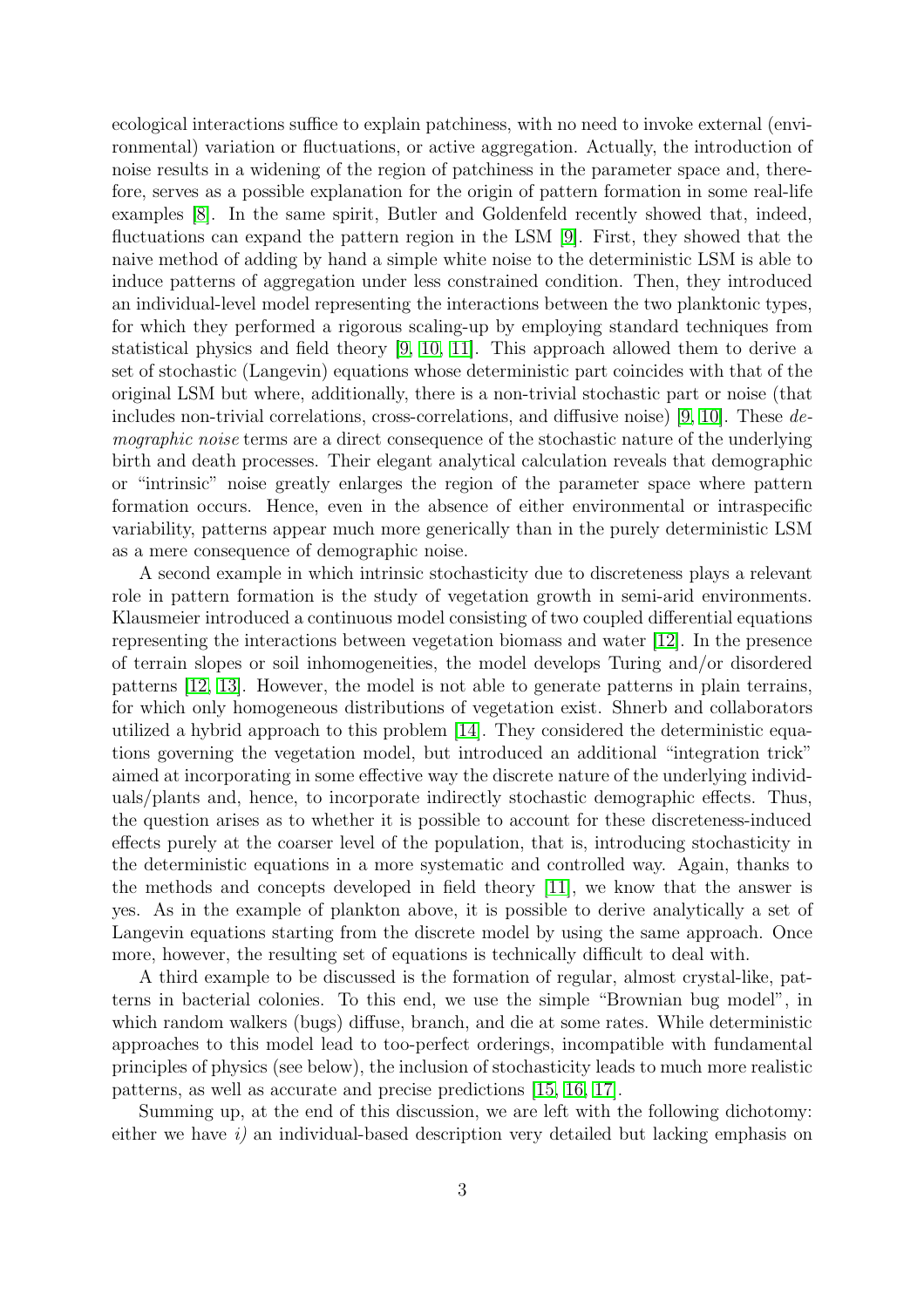ecological interactions suffice to explain patchiness, with no need to invoke external (environmental) variation or fluctuations, or active aggregation. Actually, the introduction of noise results in a widening of the region of patchiness in the parameter space and, therefore, serves as a possible explanation for the origin of pattern formation in some real-life examples [8]. In the same spirit, Butler and Goldenfeld recently showed that, indeed, fluctuations can expand the pattern region in the LSM [9]. First, they showed that the naive method of adding by hand a simple white noise to the deterministic LSM is able to induce patterns of aggregation under less constrained condition. Then, they introduced an individual-level model representing the interactions between the two planktonic types, for which they performed a rigorous scaling-up by employing standard techniques from statistical physics and field theory [9, 10, 11]. This approach allowed them to derive a set of stochastic (Langevin) equations whose deterministic part coincides with that of the original LSM but where, additionally, there is a non-trivial stochastic part or noise (that includes non-trivial correlations, cross-correlations, and diffusive noise) [9, 10]. These *demographic noise* terms are a direct consequence of the stochastic nature of the underlying birth and death processes. Their elegant analytical calculation reveals that demographic or "intrinsic" noise greatly enlarges the region of the parameter space where pattern formation occurs. Hence, even in the absence of either environmental or intraspecific variability, patterns appear much more generically than in the purely deterministic LSM as a mere consequence of demographic noise.

A second example in which intrinsic stochasticity due to discreteness plays a relevant role in pattern formation is the study of vegetation growth in semi-arid environments. Klausmeier introduced a continuous model consisting of two coupled differential equations representing the interactions between vegetation biomass and water [12]. In the presence of terrain slopes or soil inhomogeneities, the model develops Turing and/or disordered patterns [12, 13]. However, the model is not able to generate patterns in plain terrains, for which only homogeneous distributions of vegetation exist. Shnerb and collaborators utilized a hybrid approach to this problem [14]. They considered the deterministic equations governing the vegetation model, but introduced an additional "integration trick" aimed at incorporating in some effective way the discrete nature of the underlying individuals/plants and, hence, to incorporate indirectly stochastic demographic effects. Thus, the question arises as to whether it is possible to account for these discreteness-induced effects purely at the coarser level of the population, that is, introducing stochasticity in the deterministic equations in a more systematic and controlled way. Again, thanks to the methods and concepts developed in field theory [11], we know that the answer is yes. As in the example of plankton above, it is possible to derive analytically a set of Langevin equations starting from the discrete model by using the same approach. Once more, however, the resulting set of equations is technically difficult to deal with.

A third example to be discussed is the formation of regular, almost crystal-like, patterns in bacterial colonies. To this end, we use the simple "Brownian bug model", in which random walkers (bugs) diffuse, branch, and die at some rates. While deterministic approaches to this model lead to too-perfect orderings, incompatible with fundamental principles of physics (see below), the inclusion of stochasticity leads to much more realistic patterns, as well as accurate and precise predictions [15, 16, 17].

Summing up, at the end of this discussion, we are left with the following dichotomy: either we have *i)* an individual-based description very detailed but lacking emphasis on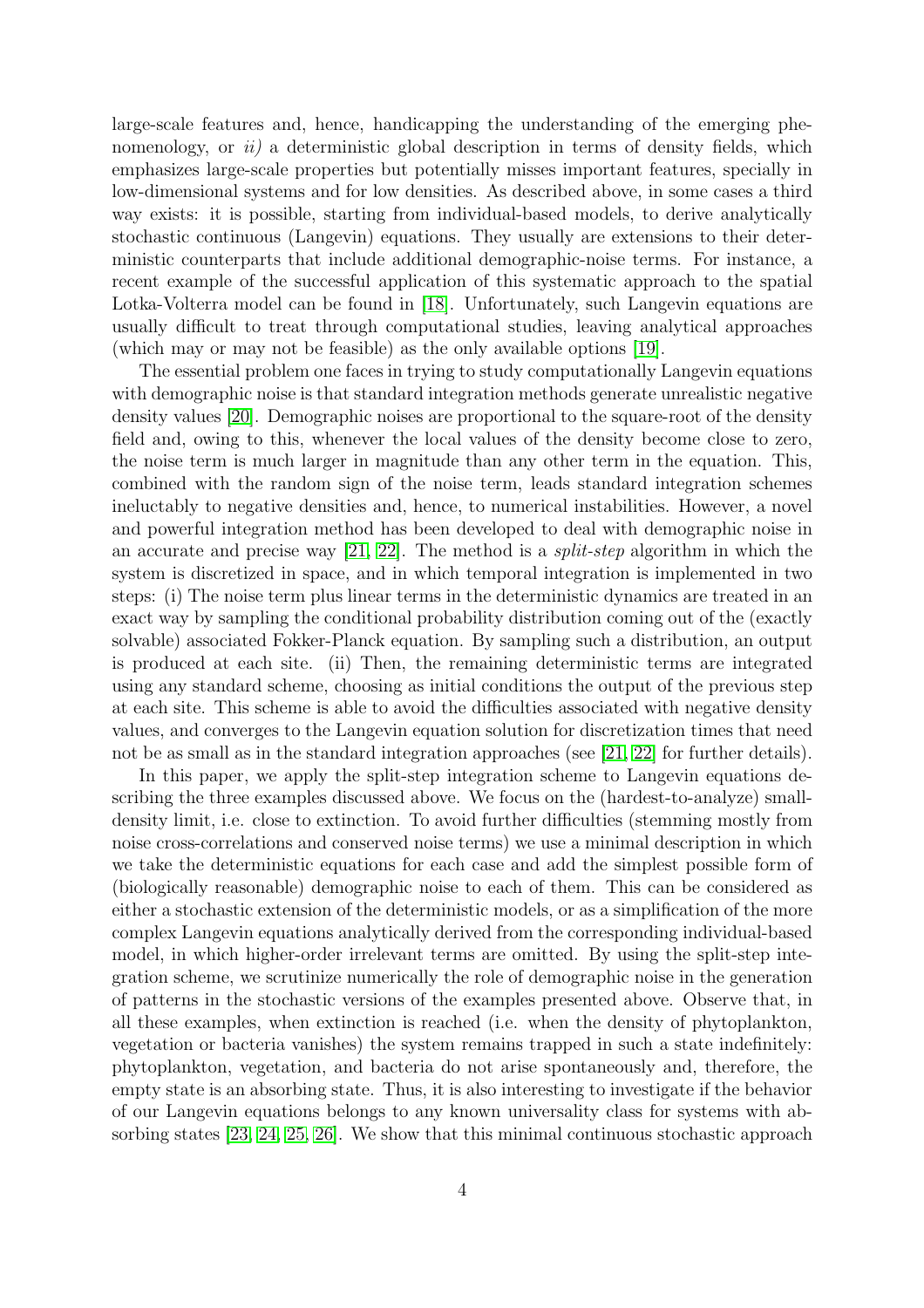large-scale features and, hence, handicapping the understanding of the emerging phenomenology, or *ii)* a deterministic global description in terms of density fields, which emphasizes large-scale properties but potentially misses important features, specially in low-dimensional systems and for low densities. As described above, in some cases a third way exists: it is possible, starting from individual-based models, to derive analytically stochastic continuous (Langevin) equations. They usually are extensions to their deterministic counterparts that include additional demographic-noise terms. For instance, a recent example of the successful application of this systematic approach to the spatial Lotka-Volterra model can be found in [18]. Unfortunately, such Langevin equations are usually difficult to treat through computational studies, leaving analytical approaches (which may or may not be feasible) as the only available options [19].

The essential problem one faces in trying to study computationally Langevin equations with demographic noise is that standard integration methods generate unrealistic negative density values [20]. Demographic noises are proportional to the square-root of the density field and, owing to this, whenever the local values of the density become close to zero, the noise term is much larger in magnitude than any other term in the equation. This, combined with the random sign of the noise term, leads standard integration schemes ineluctably to negative densities and, hence, to numerical instabilities. However, a novel and powerful integration method has been developed to deal with demographic noise in an accurate and precise way [21, 22]. The method is a *split-step* algorithm in which the system is discretized in space, and in which temporal integration is implemented in two steps: (i) The noise term plus linear terms in the deterministic dynamics are treated in an exact way by sampling the conditional probability distribution coming out of the (exactly solvable) associated Fokker-Planck equation. By sampling such a distribution, an output is produced at each site. (ii) Then, the remaining deterministic terms are integrated using any standard scheme, choosing as initial conditions the output of the previous step at each site. This scheme is able to avoid the difficulties associated with negative density values, and converges to the Langevin equation solution for discretization times that need not be as small as in the standard integration approaches (see [21, 22] for further details).

In this paper, we apply the split-step integration scheme to Langevin equations describing the three examples discussed above. We focus on the (hardest-to-analyze) small-density limit, i.e. close to extinction. To avoid further difficulties (stemming mostly from noise cross-correlations and conserved noise terms) we use a minimal description in which we take the deterministic equations for each case and add the simplest possible form of (biologically reasonable) demographic noise to each of them. This can be considered as either a stochastic extension of the deterministic models, or as a simplification of the more complex Langevin equations analytically derived from the corresponding individual-based model, in which higher-order irrelevant terms are omitted. By using the split-step integration scheme, we scrutinize numerically the role of demographic noise in the generation of patterns in the stochastic versions of the examples presented above. Observe that, in all these examples, when extinction is reached (i.e. when the density of phytoplankton, vegetation or bacteria vanishes) the system remains trapped in such a state indefinitely: phytoplankton, vegetation, and bacteria do not arise spontaneously and, therefore, the empty state is an absorbing state. Thus, it is also interesting to investigate if the behavior of our Langevin equations belongs to any known universality class for systems with absorbing states [23, 24, 25, 26]. We show that this minimal continuous stochastic approach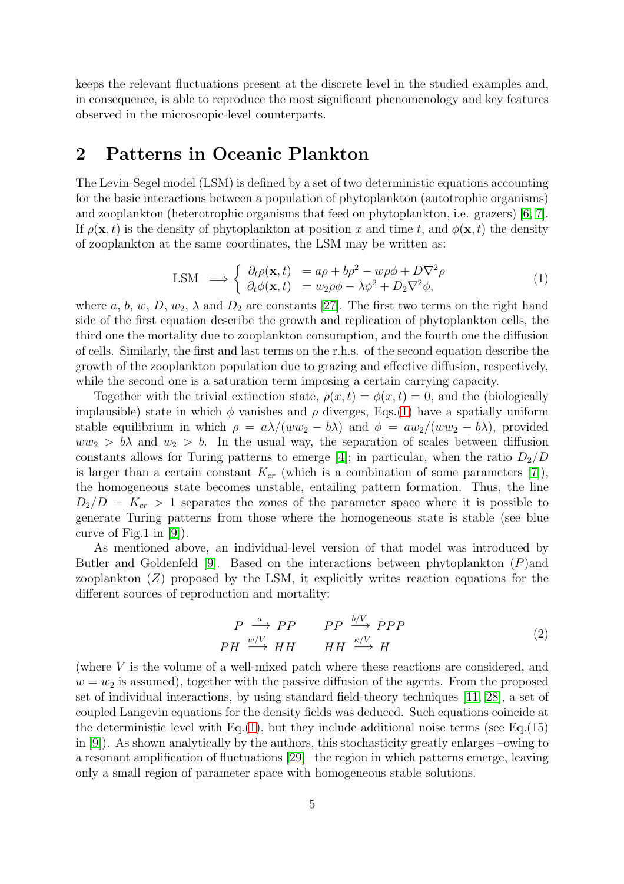keeps the relevant fluctuations present at the discrete level in the studied examples and, in consequence, is able to reproduce the most significant phenomenology and key features observed in the microscopic-level counterparts.

## 2 Patterns in Oceanic Plankton

The Levin-Segel model (LSM) is defined by a set of two deterministic equations accounting for the basic interactions between a population of phytoplankton (autotrophic organisms) and zooplankton (heterotrophic organisms that feed on phytoplankton, i.e. grazers) [6, 7]. If $\rho(\mathbf{x}, t)$ is the density of phytoplankton at position $x$ and time $t$, and $\phi(\mathbf{x}, t)$ the density of zooplankton at the same coordinates, the LSM may be written as:

$$\text{LSM} \implies \begin{cases} \partial_t \rho(\mathbf{x}, t) &= a\rho + b\rho^2 - w\rho\phi + D\nabla^2\rho \\ \partial_t \phi(\mathbf{x}, t) &= w_2\rho\phi - \lambda\phi^2 + D_2\nabla^2\phi, \end{cases} \tag{1}$$

where $a$, $b$, $w$, $D$, $w_2$, $\lambda$ and $D_2$ are constants [27]. The first two terms on the right hand side of the first equation describe the growth and replication of phytoplankton cells, the third one the mortality due to zooplankton consumption, and the fourth one the diffusion of cells. Similarly, the first and last terms on the r.h.s. of the second equation describe the growth of the zooplankton population due to grazing and effective diffusion, respectively, while the second one is a saturation term imposing a certain carrying capacity.

Together with the trivial extinction state, $\rho(x, t) = \phi(x, t) = 0$, and the (biologically implausible) state in which $\phi$ vanishes and $\rho$ diverges, Eqs.(1) have a spatially uniform stable equilibrium in which $\rho = a\lambda/(ww_2 - b\lambda)$ and $\phi = aw_2/(ww_2 - b\lambda)$, provided $ww_2 > b\lambda$ and $w_2 > b$. In the usual way, the separation of scales between diffusion constants allows for Turing patterns to emerge [4]; in particular, when the ratio $D_2/D$ is larger than a certain constant $K_{cr}$ (which is a combination of some parameters [7]), the homogeneous state becomes unstable, entailing pattern formation. Thus, the line $D_2/D = K_{cr} > 1$ separates the zones of the parameter space where it is possible to generate Turing patterns from those where the homogeneous state is stable (see blue curve of Fig.1 in [9]).

As mentioned above, an individual-level version of that model was introduced by Butler and Goldenfeld [9]. Based on the interactions between phytoplankton ($P$)and zooplankton ($Z$) proposed by the LSM, it explicitly writes reaction equations for the different sources of reproduction and mortality:

$$\begin{aligned} P &\xrightarrow{a} PP & \qquad PP &\xrightarrow{b/V} PPP \\ PH &\xrightarrow{w/V} HH & \qquad HH &\xrightarrow{\kappa/V} H \end{aligned} \tag{2}$$

(where $V$ is the volume of a well-mixed patch where these reactions are considered, and $w = w_2$ is assumed), together with the passive diffusion of the agents. From the proposed set of individual interactions, by using standard field-theory techniques [11, 28], a set of coupled Langevin equations for the density fields was deduced. Such equations coincide at the deterministic level with Eq.(1), but they include additional noise terms (see Eq.(15) in [9]). As shown analytically by the authors, this stochasticity greatly enlarges –owing to a resonant amplification of fluctuations [29]– the region in which patterns emerge, leaving only a small region of parameter space with homogeneous stable solutions.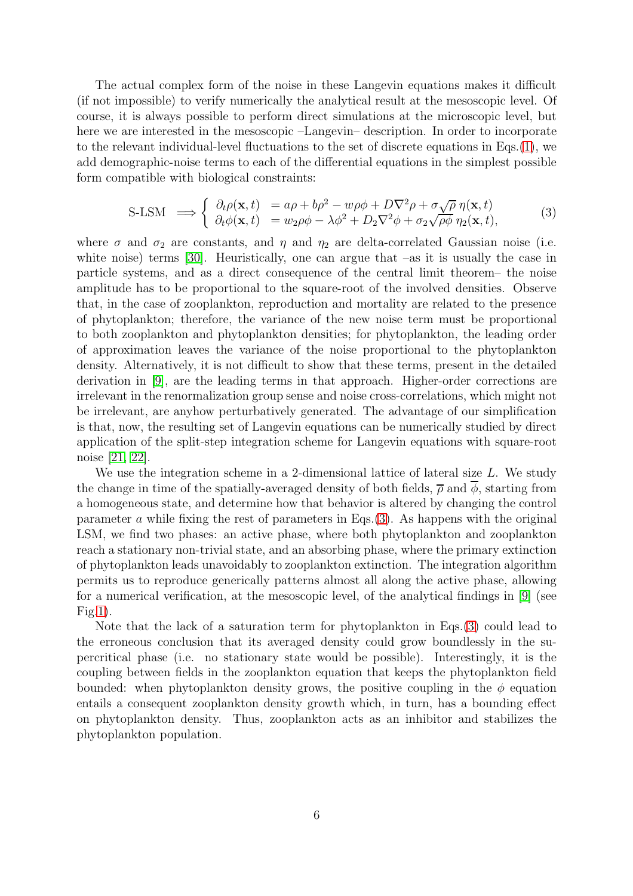The actual complex form of the noise in these Langevin equations makes it difficult (if not impossible) to verify numerically the analytical result at the mesoscopic level. Of course, it is always possible to perform direct simulations at the microscopic level, but here we are interested in the mesoscopic –Langevin– description. In order to incorporate to the relevant individual-level fluctuations to the set of discrete equations in Eqs.(1), we add demographic-noise terms to each of the differential equations in the simplest possible form compatible with biological constraints:

$$\text{S-LSM} \implies \begin{cases} \partial_t \rho(\mathbf{x},t) &= a\rho + b\rho^2 - w\rho\phi + D\nabla^2\rho + \sigma\sqrt{\rho}\,\eta(\mathbf{x},t) \\ \partial_t \phi(\mathbf{x},t) &= w_2\rho\phi - \lambda\phi^2 + D_2\nabla^2\phi + \sigma_2\sqrt{\rho\phi}\,\eta_2(\mathbf{x},t), \end{cases} \tag{3}$$

where $\sigma$ and $\sigma_2$ are constants, and $\eta$ and $\eta_2$ are delta-correlated Gaussian noise (i.e. white noise) terms [30]. Heuristically, one can argue that –as it is usually the case in particle systems, and as a direct consequence of the central limit theorem– the noise amplitude has to be proportional to the square-root of the involved densities. Observe that, in the case of zooplankton, reproduction and mortality are related to the presence of phytoplankton; therefore, the variance of the new noise term must be proportional to both zooplankton and phytoplankton densities; for phytoplankton, the leading order of approximation leaves the variance of the noise proportional to the phytoplankton density. Alternatively, it is not difficult to show that these terms, present in the detailed derivation in [9], are the leading terms in that approach. Higher-order corrections are irrelevant in the renormalization group sense and noise cross-correlations, which might not be irrelevant, are anyhow perturbatively generated. The advantage of our simplification is that, now, the resulting set of Langevin equations can be numerically studied by direct application of the split-step integration scheme for Langevin equations with square-root noise [21, 22].

We use the integration scheme in a 2-dimensional lattice of lateral size $L$. We study the change in time of the spatially-averaged density of both fields, $\overline{\rho}$ and $\overline{\phi}$, starting from a homogeneous state, and determine how that behavior is altered by changing the control parameter $a$ while fixing the rest of parameters in Eqs.(3). As happens with the original LSM, we find two phases: an active phase, where both phytoplankton and zooplankton reach a stationary non-trivial state, and an absorbing phase, where the primary extinction of phytoplankton leads unavoidably to zooplankton extinction. The integration algorithm permits us to reproduce generically patterns almost all along the active phase, allowing for a numerical verification, at the mesoscopic level, of the analytical findings in [9] (see Fig.1).

Note that the lack of a saturation term for phytoplankton in Eqs.(3) could lead to the erroneous conclusion that its averaged density could grow boundlessly in the supercritical phase (i.e. no stationary state would be possible). Interestingly, it is the coupling between fields in the zooplankton equation that keeps the phytoplankton field bounded: when phytoplankton density grows, the positive coupling in the $\phi$ equation entails a consequent zooplankton density growth which, in turn, has a bounding effect on phytoplankton density. Thus, zooplankton acts as an inhibitor and stabilizes the phytoplankton population.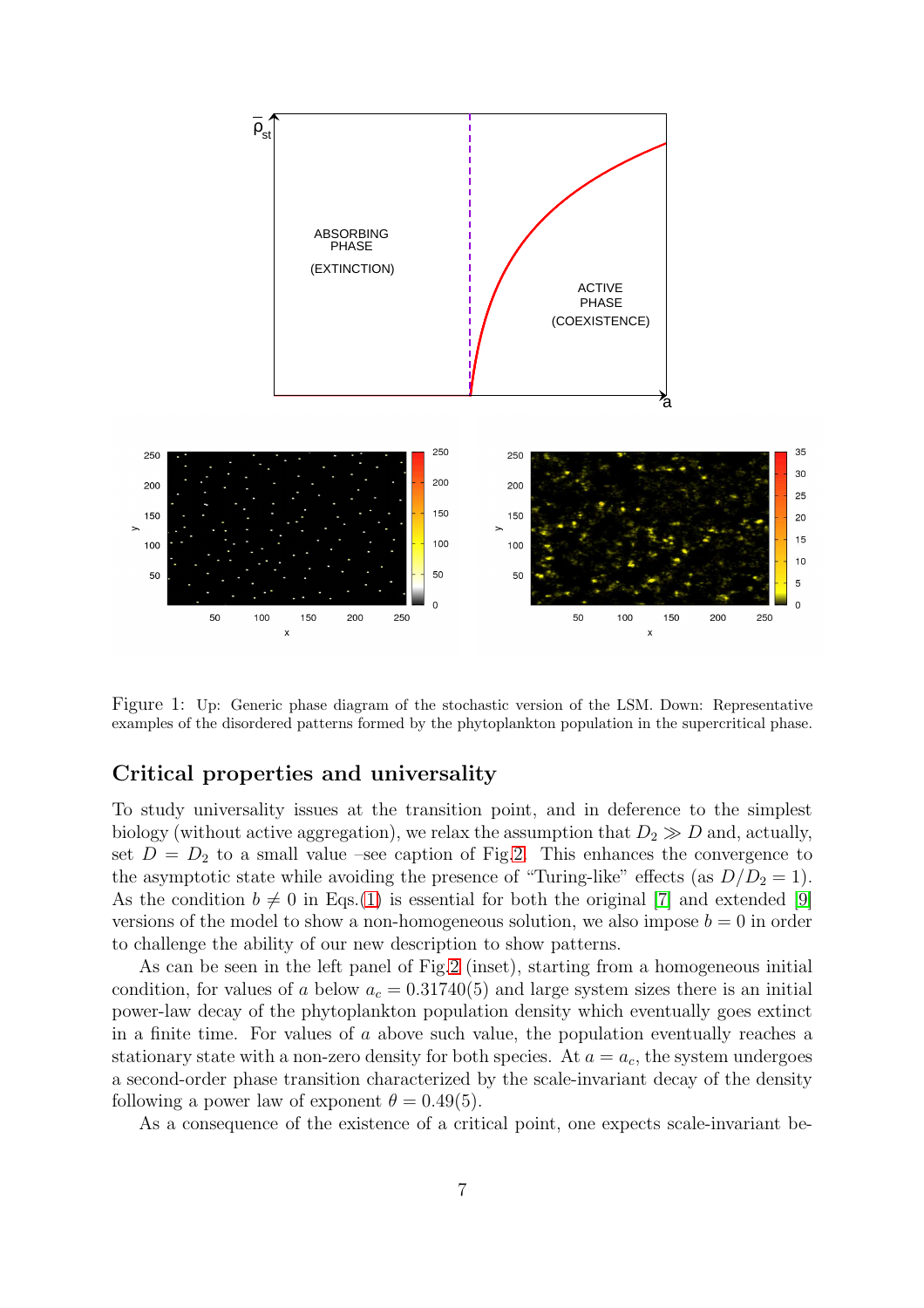Figure 1: Up: Generic phase diagram of the stochastic version of the LSM. Down: Representative examples of the disordered patterns formed by the phytoplankton population in the supercritical phase.

## Critical properties and universality

To study universality issues at the transition point, and in deference to the simplest biology (without active aggregation), we relax the assumption that $D_2 \gg D$ and, actually, set $D = D_2$ to a small value –see caption of Fig.2. This enhances the convergence to the asymptotic state while avoiding the presence of "Turing-like" effects (as $D/D_2 = 1$). As the condition $b \neq 0$ in Eqs.(1) is essential for both the original [7] and extended [9] versions of the model to show a non-homogeneous solution, we also impose $b = 0$ in order to challenge the ability of our new description to show patterns.

As can be seen in the left panel of Fig.2 (inset), starting from a homogeneous initial condition, for values of $a$ below $a_c = 0.31740(5)$ and large system sizes there is an initial power-law decay of the phytoplankton population density which eventually goes extinct in a finite time. For values of $a$ above such value, the population eventually reaches a stationary state with a non-zero density for both species. At $a = a_c$, the system undergoes a second-order phase transition characterized by the scale-invariant decay of the density following a power law of exponent $\theta = 0.49(5)$.

As a consequence of the existence of a critical point, one expects scale-invariant be-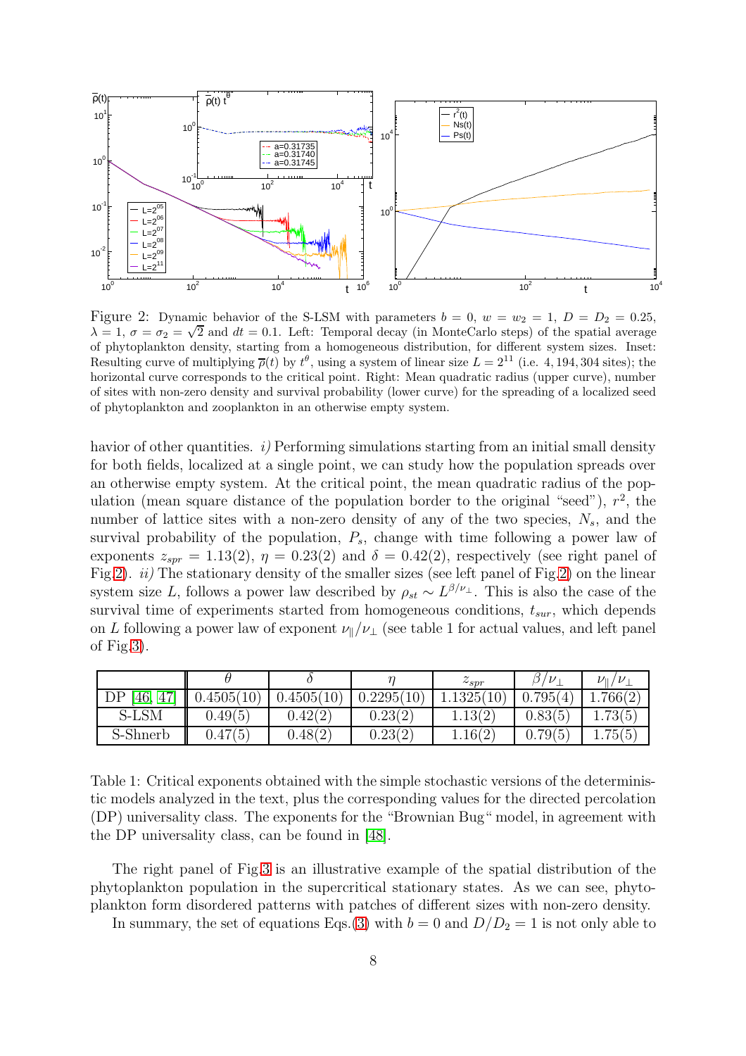Figure 2: Dynamic behavior of the S-LSM with parameters $b = 0$, $w = w_2 = 1$, $D = D_2 = 0.25$, $\lambda = 1$, $\sigma = \sigma_2 = \sqrt{2}$ and $dt = 0.1$. Left: Temporal decay (in MonteCarlo steps) of the spatial average of phytoplankton density, starting from a homogeneous distribution, for different system sizes. Inset: Resulting curve of multiplying $\overline{\rho}(t)$ by $t^{\theta}$, using a system of linear size $L = 2^{11}$ (i.e. 4, 194, 304 sites); the horizontal curve corresponds to the critical point. Right: Mean quadratic radius (upper curve), number of sites with non-zero density and survival probability (lower curve) for the spreading of a localized seed of phytoplankton and zooplankton in an otherwise empty system.

havior of other quantities. *i)* Performing simulations starting from an initial small density for both fields, localized at a single point, we can study how the population spreads over an otherwise empty system. At the critical point, the mean quadratic radius of the population (mean square distance of the population border to the original "seed"), $r^2$, the number of lattice sites with a non-zero density of any of the two species, $N_s$, and the survival probability of the population, $P_s$, change with time following a power law of exponents $z_{spr} = 1.13(2)$, $\eta = 0.23(2)$ and $\delta = 0.42(2)$, respectively (see right panel of Fig.2). *ii)* The stationary density of the smaller sizes (see left panel of Fig.2) on the linear system size $L$, follows a power law described by $\rho_{st} \sim L^{\beta/\nu_{\perp}}$. This is also the case of the survival time of experiments started from homogeneous conditions, $t_{sur}$, which depends on $L$ following a power law of exponent $\nu_{\parallel}/\nu_{\perp}$ (see table 1 for actual values, and left panel of Fig.3).

| | $\theta$ | $\delta$ | $\eta$ | $z_{spr}$ | $\beta/\nu_{\perp}$ | $\nu_{\parallel}/\nu_{\perp}$ |
|---|---|---|---|---|---|---|
| DP [46, 47] | 0.4505(10) | 0.4505(10) | 0.2295(10) | 1.1325(10) | 0.795(4) | 1.766(2) |
| S-LSM | 0.49(5) | 0.42(2) | 0.23(2) | 1.13(2) | 0.83(5) | 1.73(5) |
| S-Shnerb | 0.47(5) | 0.48(2) | 0.23(2) | 1.16(2) | 0.79(5) | 1.75(5) |

Table 1: Critical exponents obtained with the simple stochastic versions of the deterministic models analyzed in the text, plus the corresponding values for the directed percolation (DP) universality class. The exponents for the "Brownian Bug" model, in agreement with the DP universality class, can be found in [48].

The right panel of Fig.3 is an illustrative example of the spatial distribution of the phytoplankton population in the supercritical stationary states. As we can see, phytoplankton form disordered patterns with patches of different sizes with non-zero density.

In summary, the set of equations Eqs.(3) with $b = 0$ and $D/D_2 = 1$ is not only able to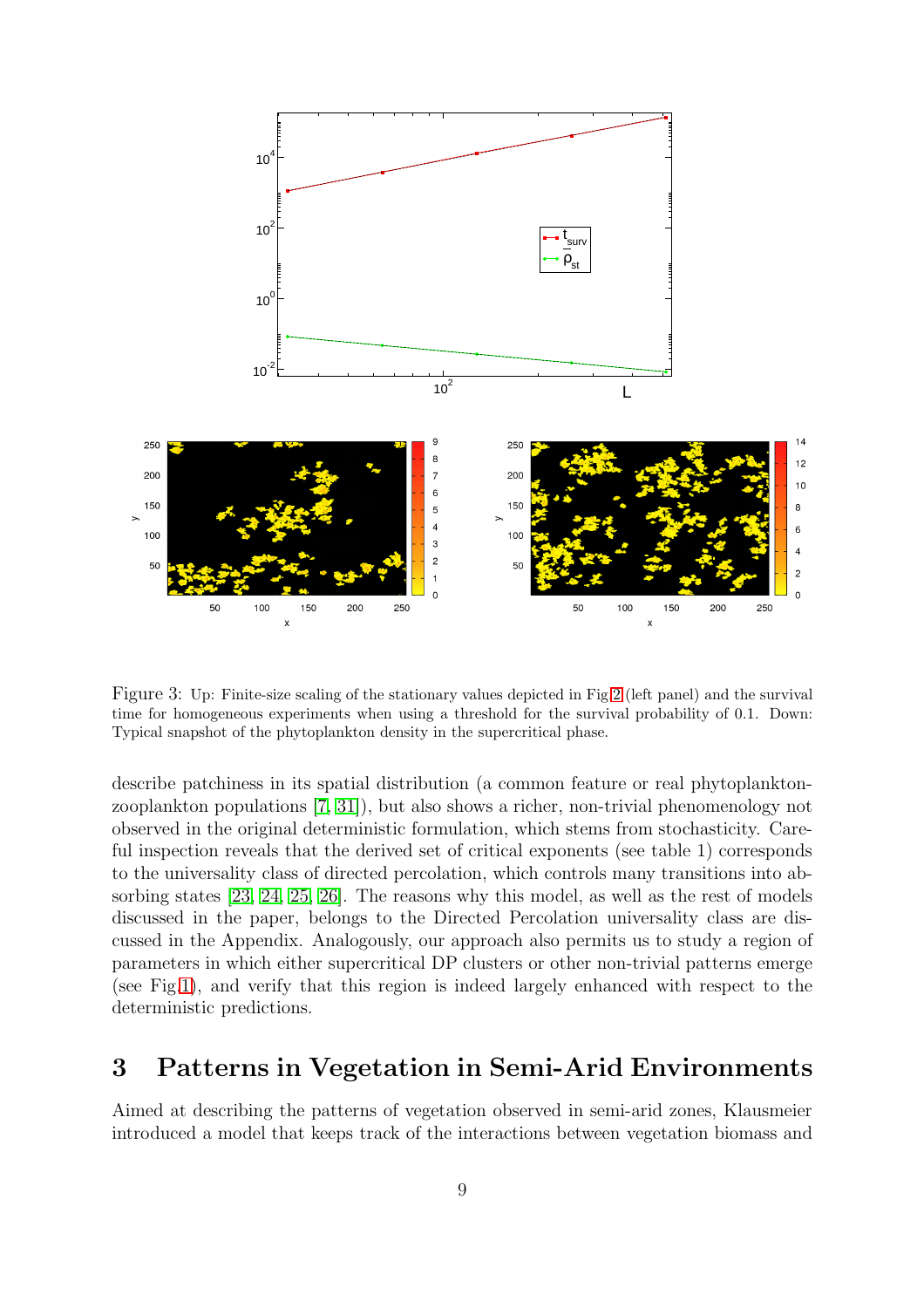Figure 3: Up: Finite-size scaling of the stationary values depicted in Fig.2 (left panel) and the survival time for homogeneous experiments when using a threshold for the survival probability of 0.1. Down: Typical snapshot of the phytoplankton density in the supercritical phase.

describe patchiness in its spatial distribution (a common feature or real phytoplankton-zooplankton populations [7, 31]), but also shows a richer, non-trivial phenomenology not observed in the original deterministic formulation, which stems from stochasticity. Careful inspection reveals that the derived set of critical exponents (see table 1) corresponds to the universality class of directed percolation, which controls many transitions into absorbing states [23, 24, 25, 26]. The reasons why this model, as well as the rest of models discussed in the paper, belongs to the Directed Percolation universality class are discussed in the Appendix. Analogously, our approach also permits us to study a region of parameters in which either supercritical DP clusters or other non-trivial patterns emerge (see Fig.1), and verify that this region is indeed largely enhanced with respect to the deterministic predictions.

## 3 Patterns in Vegetation in Semi-Arid Environments

Aimed at describing the patterns of vegetation observed in semi-arid zones, Klausmeier introduced a model that keeps track of the interactions between vegetation biomass and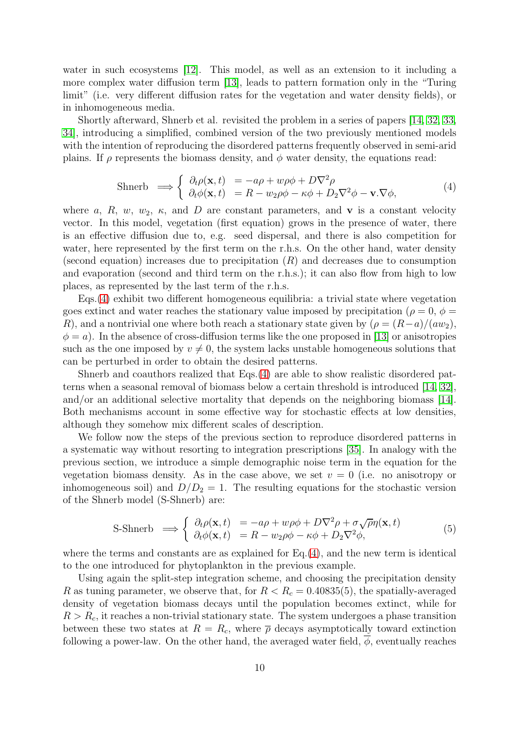water in such ecosystems [12]. This model, as well as an extension to it including a more complex water diffusion term [13], leads to pattern formation only in the "Turing limit" (i.e. very different diffusion rates for the vegetation and water density fields), or in inhomogeneous media.

Shortly afterward, Shnerb et al. revisited the problem in a series of papers [14, 32, 33, 34], introducing a simplified, combined version of the two previously mentioned models with the intention of reproducing the disordered patterns frequently observed in semi-arid plains. If $\rho$ represents the biomass density, and $\phi$ water density, the equations read:

$$
\text{Shnerb} \implies \begin{cases} \partial_t \rho(\mathbf{x}, t) &= -a\rho + w\rho\phi + D\nabla^2\rho \\ \partial_t \phi(\mathbf{x}, t) &= R - w_2\rho\phi - \kappa\phi + D_2\nabla^2\phi - \mathbf{v}.\nabla\phi, \end{cases} \tag{4}
$$

where $a$, $R$, $w$, $w_2$, $\kappa$, and $D$ are constant parameters, and $\mathbf{v}$ is a constant velocity vector. In this model, vegetation (first equation) grows in the presence of water, there is an effective diffusion due to, e.g. seed dispersal, and there is also competition for water, here represented by the first term on the r.h.s. On the other hand, water density (second equation) increases due to precipitation ($R$) and decreases due to consumption and evaporation (second and third term on the r.h.s.); it can also flow from high to low places, as represented by the last term of the r.h.s.

Eqs.(4) exhibit two different homogeneous equilibria: a trivial state where vegetation goes extinct and water reaches the stationary value imposed by precipitation ($\rho = 0$, $\phi = R$), and a nontrivial one where both reach a stationary state given by ($\rho = (R-a)/(aw_2)$, $\phi = a$). In the absence of cross-diffusion terms like the one proposed in [13] or anisotropies such as the one imposed by $v \neq 0$, the system lacks unstable homogeneous solutions that can be perturbed in order to obtain the desired patterns.

Shnerb and coauthors realized that Eqs.(4) are able to show realistic disordered patterns when a seasonal removal of biomass below a certain threshold is introduced [14, 32], and/or an additional selective mortality that depends on the neighboring biomass [14]. Both mechanisms account in some effective way for stochastic effects at low densities, although they somehow mix different scales of description.

We follow now the steps of the previous section to reproduce disordered patterns in a systematic way without resorting to integration prescriptions [35]. In analogy with the previous section, we introduce a simple demographic noise term in the equation for the vegetation biomass density. As in the case above, we set $v = 0$ (i.e. no anisotropy or inhomogeneous soil) and $D/D_2 = 1$. The resulting equations for the stochastic version of the Shnerb model (S-Shnerb) are:

$$
\text{S-Shnerb} \implies \begin{cases} \partial_t \rho(\mathbf{x}, t) &= -a\rho + w\rho\phi + D\nabla^2\rho + \sigma\sqrt{\rho}\eta(\mathbf{x}, t) \\ \partial_t \phi(\mathbf{x}, t) &= R - w_2\rho\phi - \kappa\phi + D_2\nabla^2\phi, \end{cases} \tag{5}
$$

where the terms and constants are as explained for Eq.(4), and the new term is identical to the one introduced for phytoplankton in the previous example.

Using again the split-step integration scheme, and choosing the precipitation density $R$ as tuning parameter, we observe that, for $R < R_c = 0.40835(5)$, the spatially-averaged density of vegetation biomass decays until the population becomes extinct, while for $R > R_c$, it reaches a non-trivial stationary state. The system undergoes a phase transition between these two states at $R = R_c$, where $\overline{\rho}$ decays asymptotically toward extinction following a power-law. On the other hand, the averaged water field, $\overline{\phi}$, eventually reaches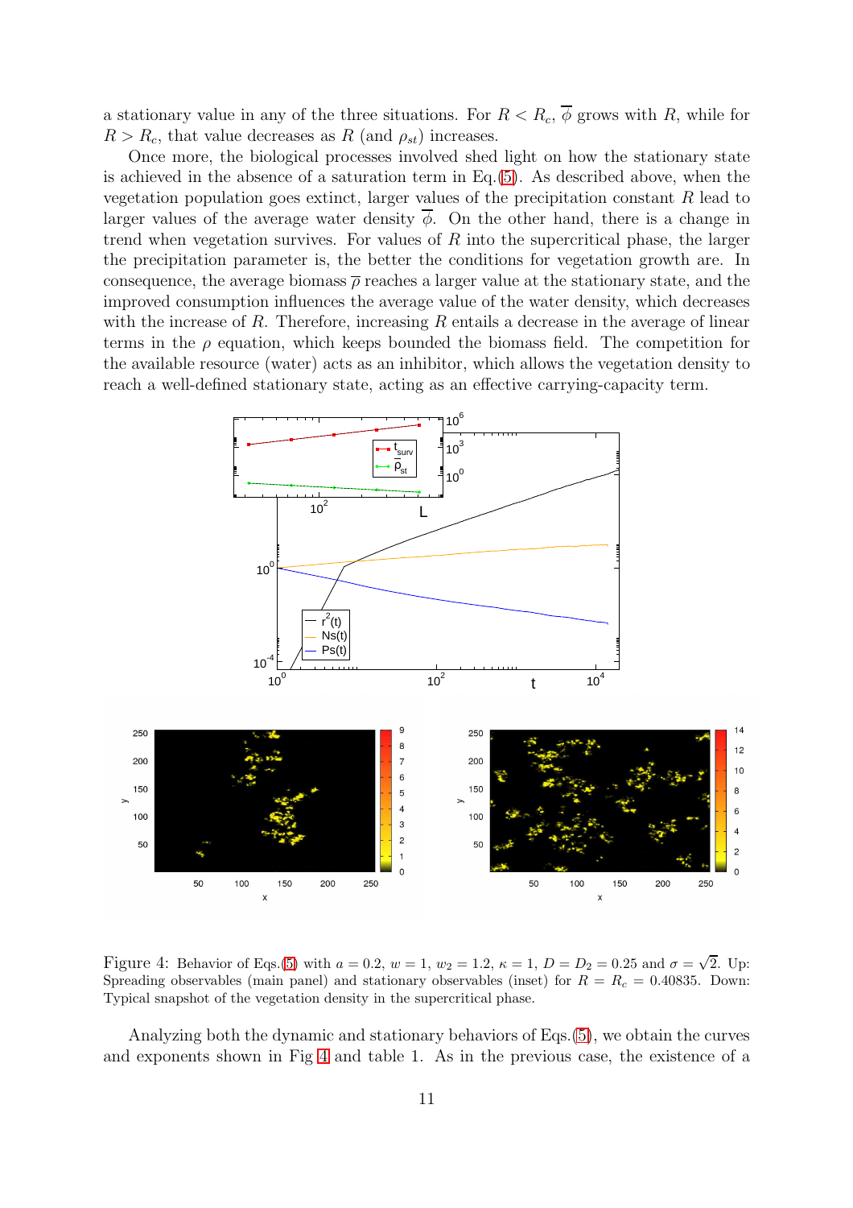a stationary value in any of the three situations. For $R < R_c$, $\overline{\phi}$ grows with $R$, while for $R > R_c$, that value decreases as $R$ (and $\rho_{st}$) increases.

Once more, the biological processes involved shed light on how the stationary state is achieved in the absence of a saturation term in Eq.(5). As described above, when the vegetation population goes extinct, larger values of the precipitation constant $R$ lead to larger values of the average water density $\overline{\phi}$. On the other hand, there is a change in trend when vegetation survives. For values of $R$ into the supercritical phase, the larger the precipitation parameter is, the better the conditions for vegetation growth are. In consequence, the average biomass $\overline{\rho}$ reaches a larger value at the stationary state, and the improved consumption influences the average value of the water density, which decreases with the increase of $R$. Therefore, increasing $R$ entails a decrease in the average of linear terms in the $\rho$ equation, which keeps bounded the biomass field. The competition for the available resource (water) acts as an inhibitor, which allows the vegetation density to reach a well-defined stationary state, acting as an effective carrying-capacity term.

Figure 4: Behavior of Eqs.(5) with $a = 0.2$, $w = 1$, $w_2 = 1.2$, $\kappa = 1$, $D = D_2 = 0.25$ and $\sigma = \sqrt{2}$. Up: Spreading observables (main panel) and stationary observables (inset) for $R = R_c = 0.40835$. Down: Typical snapshot of the vegetation density in the supercritical phase.

Analyzing both the dynamic and stationary behaviors of Eqs.(5), we obtain the curves and exponents shown in Fig 4 and table 1. As in the previous case, the existence of a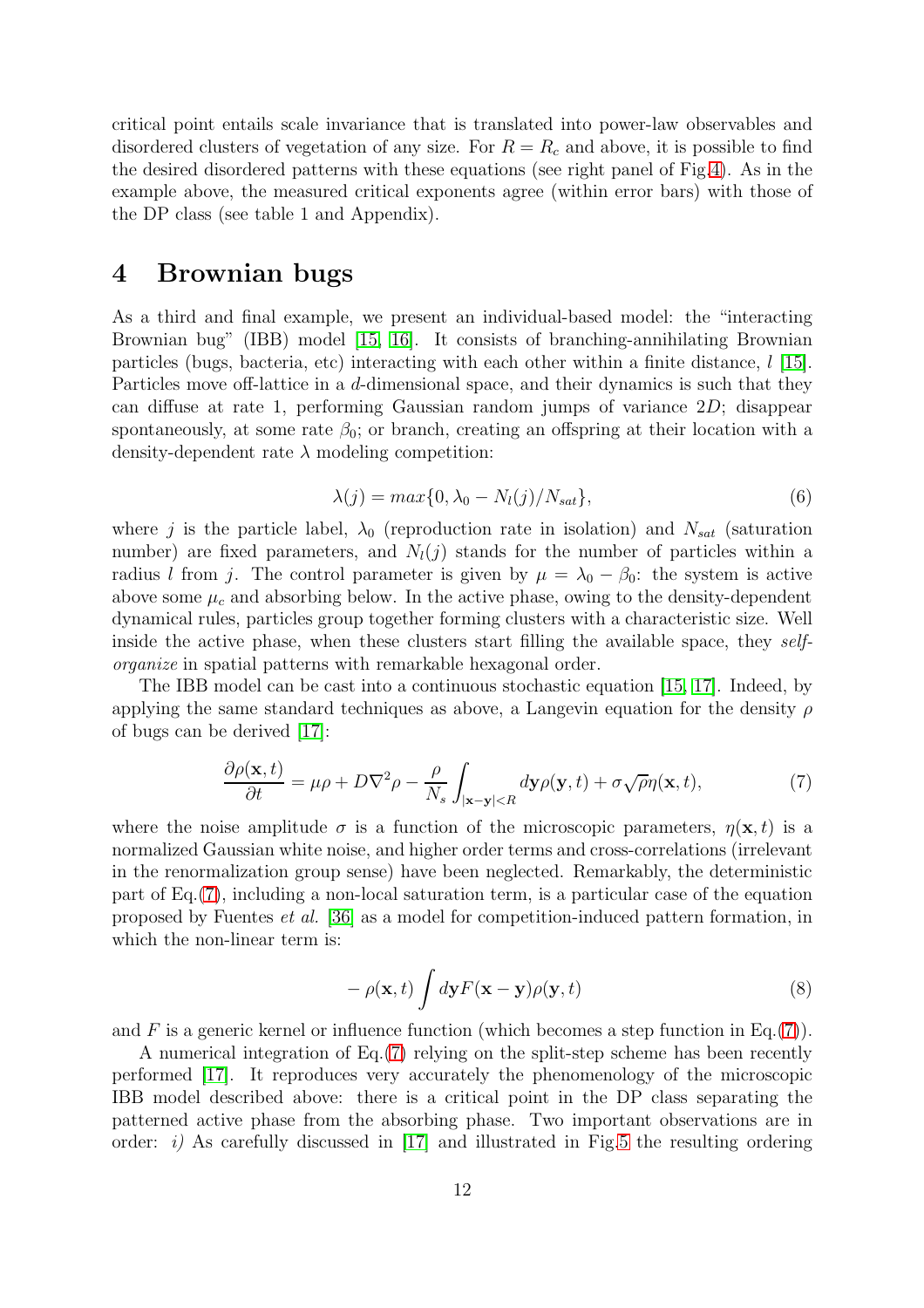critical point entails scale invariance that is translated into power-law observables and disordered clusters of vegetation of any size. For $R = R_c$ and above, it is possible to find the desired disordered patterns with these equations (see right panel of Fig.4). As in the example above, the measured critical exponents agree (within error bars) with those of the DP class (see table 1 and Appendix).

## 4 Brownian bugs

As a third and final example, we present an individual-based model: the "interacting Brownian bug" (IBB) model [15, 16]. It consists of branching-annihilating Brownian particles (bugs, bacteria, etc) interacting with each other within a finite distance, $l$ [15]. Particles move off-lattice in a $d$-dimensional space, and their dynamics is such that they can diffuse at rate 1, performing Gaussian random jumps of variance $2D$; disappear spontaneously, at some rate $\beta_0$; or branch, creating an offspring at their location with a density-dependent rate $\lambda$ modeling competition:

$$\lambda(j) = max\{0, \lambda_0 - N_l(j)/N_{sat}\}, \tag{6}$$

where $j$ is the particle label, $\lambda_0$ (reproduction rate in isolation) and $N_{sat}$ (saturation number) are fixed parameters, and $N_l(j)$ stands for the number of particles within a radius $l$ from $j$. The control parameter is given by $\mu = \lambda_0 - \beta_0$: the system is active above some $\mu_c$ and absorbing below. In the active phase, owing to the density-dependent dynamical rules, particles group together forming clusters with a characteristic size. Well inside the active phase, when these clusters start filling the available space, they *self-organize* in spatial patterns with remarkable hexagonal order.

The IBB model can be cast into a continuous stochastic equation [15, 17]. Indeed, by applying the same standard techniques as above, a Langevin equation for the density $\rho$ of bugs can be derived [17]:

$$\frac{\partial \rho(\mathbf{x},t)}{\partial t} = \mu\rho + D\nabla^2\rho - \frac{\rho}{N_s}\int_{|\mathbf{x}-\mathbf{y}|<R} d\mathbf{y}\rho(\mathbf{y},t) + \sigma\sqrt{\rho}\eta(\mathbf{x},t), \tag{7}$$

where the noise amplitude $\sigma$ is a function of the microscopic parameters, $\eta(\mathbf{x},t)$ is a normalized Gaussian white noise, and higher order terms and cross-correlations (irrelevant in the renormalization group sense) have been neglected. Remarkably, the deterministic part of Eq.(7), including a non-local saturation term, is a particular case of the equation proposed by Fuentes *et al.* [36] as a model for competition-induced pattern formation, in which the non-linear term is:

$$-\rho(\mathbf{x},t)\int d\mathbf{y}F(\mathbf{x}-\mathbf{y})\rho(\mathbf{y},t) \tag{8}$$

and $F$ is a generic kernel or influence function (which becomes a step function in Eq.(7)).

A numerical integration of Eq.(7) relying on the split-step scheme has been recently performed [17]. It reproduces very accurately the phenomenology of the microscopic IBB model described above: there is a critical point in the DP class separating the patterned active phase from the absorbing phase. Two important observations are in order: *i)* As carefully discussed in [17] and illustrated in Fig.5 the resulting ordering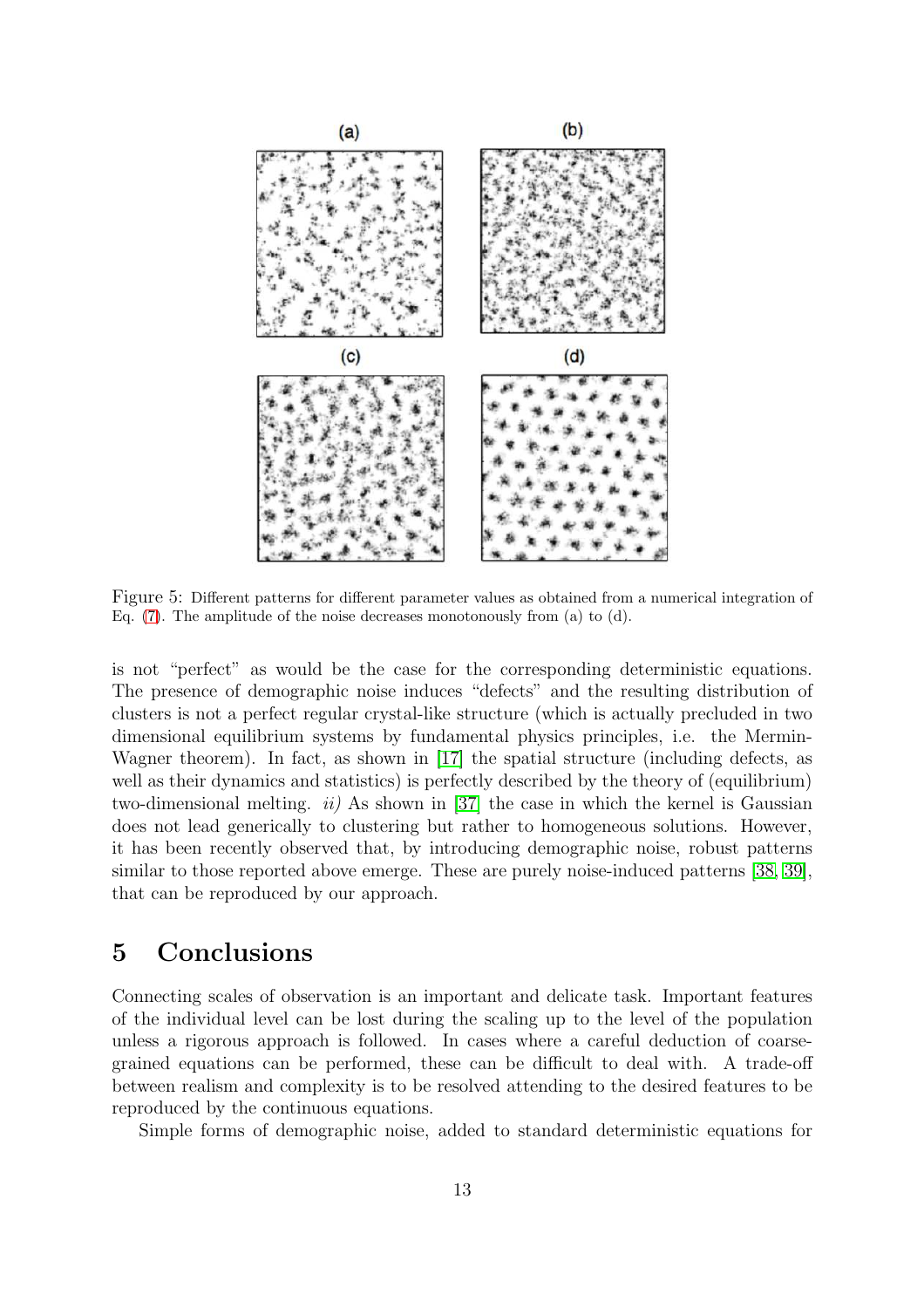Figure 5: Different patterns for different parameter values as obtained from a numerical integration of Eq. (7). The amplitude of the noise decreases monotonously from (a) to (d).

is not "perfect" as would be the case for the corresponding deterministic equations. The presence of demographic noise induces "defects" and the resulting distribution of clusters is not a perfect regular crystal-like structure (which is actually precluded in two dimensional equilibrium systems by fundamental physics principles, i.e. the Mermin-Wagner theorem). In fact, as shown in [17] the spatial structure (including defects, as well as their dynamics and statistics) is perfectly described by the theory of (equilibrium) two-dimensional melting. *ii)* As shown in [37] the case in which the kernel is Gaussian does not lead generically to clustering but rather to homogeneous solutions. However, it has been recently observed that, by introducing demographic noise, robust patterns similar to those reported above emerge. These are purely noise-induced patterns [38, 39], that can be reproduced by our approach.

# 5 Conclusions

Connecting scales of observation is an important and delicate task. Important features of the individual level can be lost during the scaling up to the level of the population unless a rigorous approach is followed. In cases where a careful deduction of coarse-grained equations can be performed, these can be difficult to deal with. A trade-off between realism and complexity is to be resolved attending to the desired features to be reproduced by the continuous equations.

Simple forms of demographic noise, added to standard deterministic equations for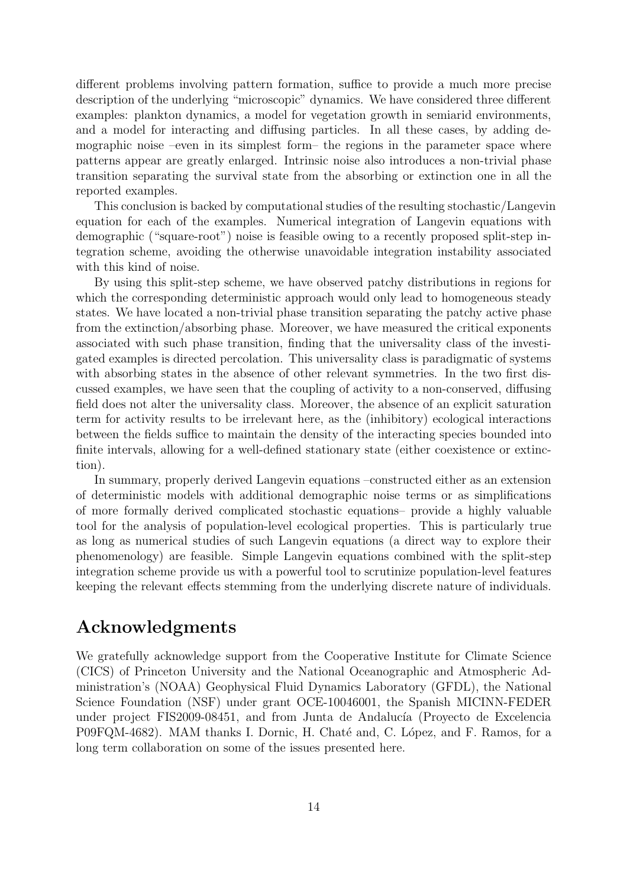different problems involving pattern formation, suffice to provide a much more precise description of the underlying "microscopic" dynamics. We have considered three different examples: plankton dynamics, a model for vegetation growth in semiarid environments, and a model for interacting and diffusing particles. In all these cases, by adding demographic noise –even in its simplest form– the regions in the parameter space where patterns appear are greatly enlarged. Intrinsic noise also introduces a non-trivial phase transition separating the survival state from the absorbing or extinction one in all the reported examples.

This conclusion is backed by computational studies of the resulting stochastic/Langevin equation for each of the examples. Numerical integration of Langevin equations with demographic ("square-root") noise is feasible owing to a recently proposed split-step integration scheme, avoiding the otherwise unavoidable integration instability associated with this kind of noise.

By using this split-step scheme, we have observed patchy distributions in regions for which the corresponding deterministic approach would only lead to homogeneous steady states. We have located a non-trivial phase transition separating the patchy active phase from the extinction/absorbing phase. Moreover, we have measured the critical exponents associated with such phase transition, finding that the universality class of the investigated examples is directed percolation. This universality class is paradigmatic of systems with absorbing states in the absence of other relevant symmetries. In the two first discussed examples, we have seen that the coupling of activity to a non-conserved, diffusing field does not alter the universality class. Moreover, the absence of an explicit saturation term for activity results to be irrelevant here, as the (inhibitory) ecological interactions between the fields suffice to maintain the density of the interacting species bounded into finite intervals, allowing for a well-defined stationary state (either coexistence or extinction).

In summary, properly derived Langevin equations –constructed either as an extension of deterministic models with additional demographic noise terms or as simplifications of more formally derived complicated stochastic equations– provide a highly valuable tool for the analysis of population-level ecological properties. This is particularly true as long as numerical studies of such Langevin equations (a direct way to explore their phenomenology) are feasible. Simple Langevin equations combined with the split-step integration scheme provide us with a powerful tool to scrutinize population-level features keeping the relevant effects stemming from the underlying discrete nature of individuals.

## Acknowledgments

We gratefully acknowledge support from the Cooperative Institute for Climate Science (CICS) of Princeton University and the National Oceanographic and Atmospheric Administration's (NOAA) Geophysical Fluid Dynamics Laboratory (GFDL), the National Science Foundation (NSF) under grant OCE-10046001, the Spanish MICINN-FEDER under project FIS2009-08451, and from Junta de Andalucía (Proyecto de Excelencia P09FQM-4682). MAM thanks I. Dornic, H. Chaté and, C. López, and F. Ramos, for a long term collaboration on some of the issues presented here.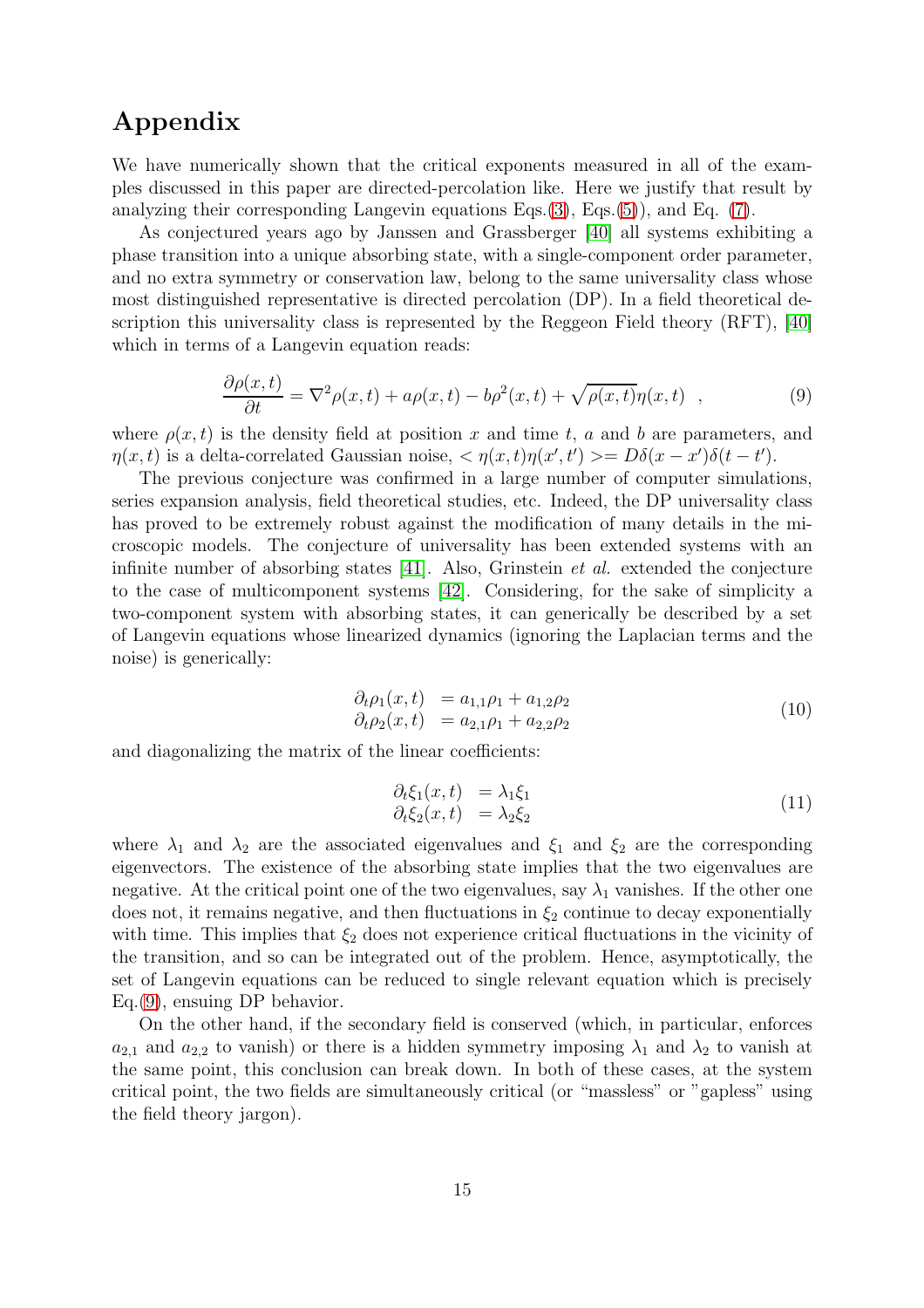# Appendix

We have numerically shown that the critical exponents measured in all of the examples discussed in this paper are directed-percolation like. Here we justify that result by analyzing their corresponding Langevin equations Eqs.(3), Eqs.(5)), and Eq. (7).

As conjectured years ago by Janssen and Grassberger [40] all systems exhibiting a phase transition into a unique absorbing state, with a single-component order parameter, and no extra symmetry or conservation law, belong to the same universality class whose most distinguished representative is directed percolation (DP). In a field theoretical description this universality class is represented by the Reggeon Field theory (RFT), [40] which in terms of a Langevin equation reads:

$$\frac{\partial \rho(x,t)}{\partial t} = \nabla^2 \rho(x,t) + a\rho(x,t) - b\rho^2(x,t) + \sqrt{\rho(x,t)}\eta(x,t) \quad , \tag{9}$$

where $\rho(x,t)$ is the density field at position $x$ and time $t$, $a$ and $b$ are parameters, and $\eta(x,t)$ is a delta-correlated Gaussian noise, $<\eta(x,t)\eta(x',t')>= D\delta(x-x')\delta(t-t')$.

The previous conjecture was confirmed in a large number of computer simulations, series expansion analysis, field theoretical studies, etc. Indeed, the DP universality class has proved to be extremely robust against the modification of many details in the microscopic models. The conjecture of universality has been extended systems with an infinite number of absorbing states [41]. Also, Grinstein *et al.* extended the conjecture to the case of multicomponent systems [42]. Considering, for the sake of simplicity a two-component system with absorbing states, it can generically be described by a set of Langevin equations whose linearized dynamics (ignoring the Laplacian terms and the noise) is generically:

$$\begin{aligned} \partial_t \rho_1(x,t) &= a_{1,1}\rho_1 + a_{1,2}\rho_2 \\ \partial_t \rho_2(x,t) &= a_{2,1}\rho_1 + a_{2,2}\rho_2 \end{aligned} \tag{10}$$

and diagonalizing the matrix of the linear coefficients:

$$\begin{aligned} \partial_t \xi_1(x,t) &= \lambda_1 \xi_1 \\ \partial_t \xi_2(x,t) &= \lambda_2 \xi_2 \end{aligned} \tag{11}$$

where $\lambda_1$ and $\lambda_2$ are the associated eigenvalues and $\xi_1$ and $\xi_2$ are the corresponding eigenvectors. The existence of the absorbing state implies that the two eigenvalues are negative. At the critical point one of the two eigenvalues, say $\lambda_1$ vanishes. If the other one does not, it remains negative, and then fluctuations in $\xi_2$ continue to decay exponentially with time. This implies that $\xi_2$ does not experience critical fluctuations in the vicinity of the transition, and so can be integrated out of the problem. Hence, asymptotically, the set of Langevin equations can be reduced to single relevant equation which is precisely Eq.(9), ensuing DP behavior.

On the other hand, if the secondary field is conserved (which, in particular, enforces $a_{2,1}$ and $a_{2,2}$ to vanish) or there is a hidden symmetry imposing $\lambda_1$ and $\lambda_2$ to vanish at the same point, this conclusion can break down. In both of these cases, at the system critical point, the two fields are simultaneously critical (or "massless" or "gapless" using the field theory jargon).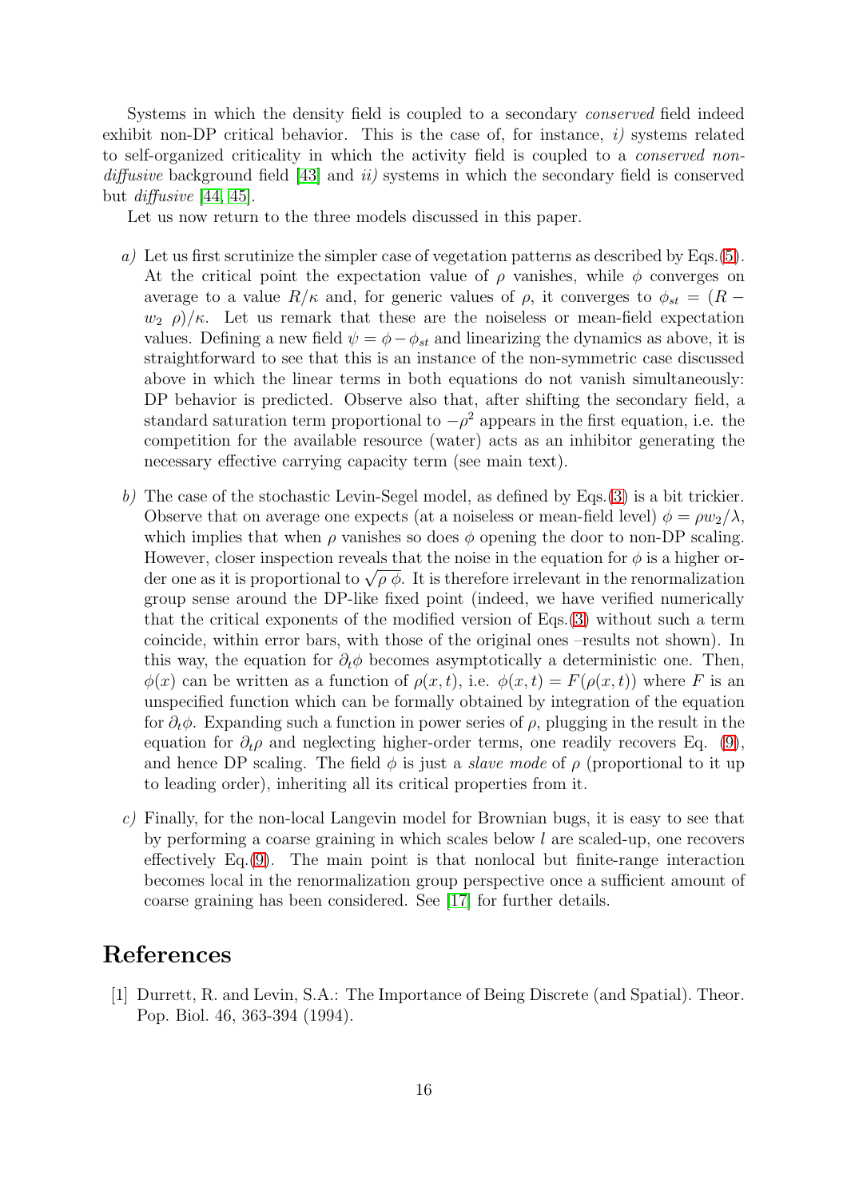Systems in which the density field is coupled to a secondary *conserved* field indeed exhibit non-DP critical behavior. This is the case of, for instance, *i)* systems related to self-organized criticality in which the activity field is coupled to a *conserved non-diffusive* background field [43] and *ii)* systems in which the secondary field is conserved but *diffusive* [44, 45].

Let us now return to the three models discussed in this paper.

*a)* Let us first scrutinize the simpler case of vegetation patterns as described by Eqs.(5). At the critical point the expectation value of $\rho$ vanishes, while $\phi$ converges on average to a value $R/\kappa$ and, for generic values of $\rho$, it converges to $\phi_{st} = (R - w_2\ \rho)/\kappa$. Let us remark that these are the noiseless or mean-field expectation values. Defining a new field $\psi = \phi - \phi_{st}$ and linearizing the dynamics as above, it is straightforward to see that this is an instance of the non-symmetric case discussed above in which the linear terms in both equations do not vanish simultaneously: DP behavior is predicted. Observe also that, after shifting the secondary field, a standard saturation term proportional to $-\rho^2$ appears in the first equation, i.e. the competition for the available resource (water) acts as an inhibitor generating the necessary effective carrying capacity term (see main text).

*b)* The case of the stochastic Levin-Segel model, as defined by Eqs.(3) is a bit trickier. Observe that on average one expects (at a noiseless or mean-field level) $\phi = \rho w_2/\lambda$, which implies that when $\rho$ vanishes so does $\phi$ opening the door to non-DP scaling. However, closer inspection reveals that the noise in the equation for $\phi$ is a higher order one as it is proportional to $\sqrt{\rho\ \phi}$. It is therefore irrelevant in the renormalization group sense around the DP-like fixed point (indeed, we have verified numerically that the critical exponents of the modified version of Eqs.(3) without such a term coincide, within error bars, with those of the original ones –results not shown). In this way, the equation for $\partial_t\phi$ becomes asymptotically a deterministic one. Then, $\phi(x)$ can be written as a function of $\rho(x,t)$, i.e. $\phi(x,t) = F(\rho(x,t))$ where $F$ is an unspecified function which can be formally obtained by integration of the equation for $\partial_t\phi$. Expanding such a function in power series of $\rho$, plugging in the result in the equation for $\partial_t\rho$ and neglecting higher-order terms, one readily recovers Eq. (9), and hence DP scaling. The field $\phi$ is just a *slave mode* of $\rho$ (proportional to it up to leading order), inheriting all its critical properties from it.

*c)* Finally, for the non-local Langevin model for Brownian bugs, it is easy to see that by performing a coarse graining in which scales below $l$ are scaled-up, one recovers effectively Eq.(9). The main point is that nonlocal but finite-range interaction becomes local in the renormalization group perspective once a sufficient amount of coarse graining has been considered. See [17] for further details.

# References

[1] Durrett, R. and Levin, S.A.: The Importance of Being Discrete (and Spatial). Theor. Pop. Biol. 46, 363-394 (1994).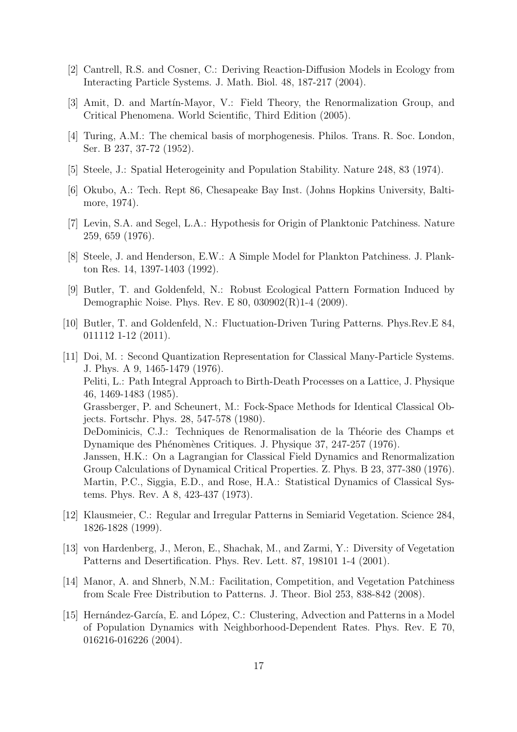[2] Cantrell, R.S. and Cosner, C.: Deriving Reaction-Diffusion Models in Ecology from Interacting Particle Systems. J. Math. Biol. 48, 187-217 (2004).

[3] Amit, D. and Martín-Mayor, V.: Field Theory, the Renormalization Group, and Critical Phenomena. World Scientific, Third Edition (2005).

[4] Turing, A.M.: The chemical basis of morphogenesis. Philos. Trans. R. Soc. London, Ser. B 237, 37-72 (1952).

[5] Steele, J.: Spatial Heterogeinity and Population Stability. Nature 248, 83 (1974).

[6] Okubo, A.: Tech. Rept 86, Chesapeake Bay Inst. (Johns Hopkins University, Baltimore, 1974).

[7] Levin, S.A. and Segel, L.A.: Hypothesis for Origin of Planktonic Patchiness. Nature 259, 659 (1976).

[8] Steele, J. and Henderson, E.W.: A Simple Model for Plankton Patchiness. J. Plankton Res. 14, 1397-1403 (1992).

[9] Butler, T. and Goldenfeld, N.: Robust Ecological Pattern Formation Induced by Demographic Noise. Phys. Rev. E 80, 030902(R)1-4 (2009).

[10] Butler, T. and Goldenfeld, N.: Fluctuation-Driven Turing Patterns. Phys.Rev.E 84, 011112 1-12 (2011).

[11] Doi, M. : Second Quantization Representation for Classical Many-Particle Systems. J. Phys. A 9, 1465-1479 (1976).
Peliti, L.: Path Integral Approach to Birth-Death Processes on a Lattice, J. Physique 46, 1469-1483 (1985).
Grassberger, P. and Scheunert, M.: Fock-Space Methods for Identical Classical Objects. Fortschr. Phys. 28, 547-578 (1980).
DeDominicis, C.J.: Techniques de Renormalisation de la Théorie des Champs et Dynamique des Phénomènes Critiques. J. Physique 37, 247-257 (1976).
Janssen, H.K.: On a Lagrangian for Classical Field Dynamics and Renormalization Group Calculations of Dynamical Critical Properties. Z. Phys. B 23, 377-380 (1976).
Martin, P.C., Siggia, E.D., and Rose, H.A.: Statistical Dynamics of Classical Systems. Phys. Rev. A 8, 423-437 (1973).

[12] Klausmeier, C.: Regular and Irregular Patterns in Semiarid Vegetation. Science 284, 1826-1828 (1999).

[13] von Hardenberg, J., Meron, E., Shachak, M., and Zarmi, Y.: Diversity of Vegetation Patterns and Desertification. Phys. Rev. Lett. 87, 198101 1-4 (2001).

[14] Manor, A. and Shnerb, N.M.: Facilitation, Competition, and Vegetation Patchiness from Scale Free Distribution to Patterns. J. Theor. Biol 253, 838-842 (2008).

[15] Hernández-García, E. and López, C.: Clustering, Advection and Patterns in a Model of Population Dynamics with Neighborhood-Dependent Rates. Phys. Rev. E 70, 016216-016226 (2004).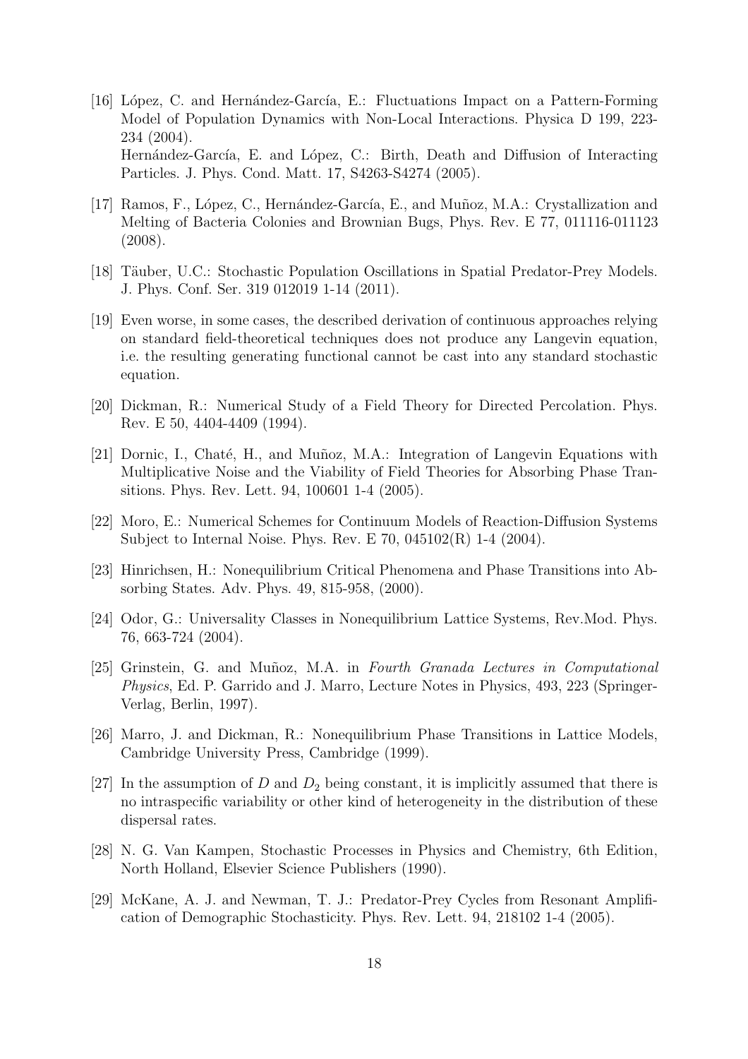[16] López, C. and Hernández-García, E.: Fluctuations Impact on a Pattern-Forming Model of Population Dynamics with Non-Local Interactions. Physica D 199, 223-234 (2004).
Hernández-García, E. and López, C.: Birth, Death and Diffusion of Interacting Particles. J. Phys. Cond. Matt. 17, S4263-S4274 (2005).

[17] Ramos, F., López, C., Hernández-García, E., and Muñoz, M.A.: Crystallization and Melting of Bacteria Colonies and Brownian Bugs, Phys. Rev. E 77, 011116-011123 (2008).

[18] Täuber, U.C.: Stochastic Population Oscillations in Spatial Predator-Prey Models. J. Phys. Conf. Ser. 319 012019 1-14 (2011).

[19] Even worse, in some cases, the described derivation of continuous approaches relying on standard field-theoretical techniques does not produce any Langevin equation, i.e. the resulting generating functional cannot be cast into any standard stochastic equation.

[20] Dickman, R.: Numerical Study of a Field Theory for Directed Percolation. Phys. Rev. E 50, 4404-4409 (1994).

[21] Dornic, I., Chaté, H., and Muñoz, M.A.: Integration of Langevin Equations with Multiplicative Noise and the Viability of Field Theories for Absorbing Phase Transitions. Phys. Rev. Lett. 94, 100601 1-4 (2005).

[22] Moro, E.: Numerical Schemes for Continuum Models of Reaction-Diffusion Systems Subject to Internal Noise. Phys. Rev. E 70, 045102(R) 1-4 (2004).

[23] Hinrichsen, H.: Nonequilibrium Critical Phenomena and Phase Transitions into Absorbing States. Adv. Phys. 49, 815-958, (2000).

[24] Odor, G.: Universality Classes in Nonequilibrium Lattice Systems, Rev.Mod. Phys. 76, 663-724 (2004).

[25] Grinstein, G. and Muñoz, M.A. in *Fourth Granada Lectures in Computational Physics*, Ed. P. Garrido and J. Marro, Lecture Notes in Physics, 493, 223 (Springer-Verlag, Berlin, 1997).

[26] Marro, J. and Dickman, R.: Nonequilibrium Phase Transitions in Lattice Models, Cambridge University Press, Cambridge (1999).

[27] In the assumption of $D$ and $D_2$ being constant, it is implicitly assumed that there is no intraspecific variability or other kind of heterogeneity in the distribution of these dispersal rates.

[28] N. G. Van Kampen, Stochastic Processes in Physics and Chemistry, 6th Edition, North Holland, Elsevier Science Publishers (1990).

[29] McKane, A. J. and Newman, T. J.: Predator-Prey Cycles from Resonant Amplification of Demographic Stochasticity. Phys. Rev. Lett. 94, 218102 1-4 (2005).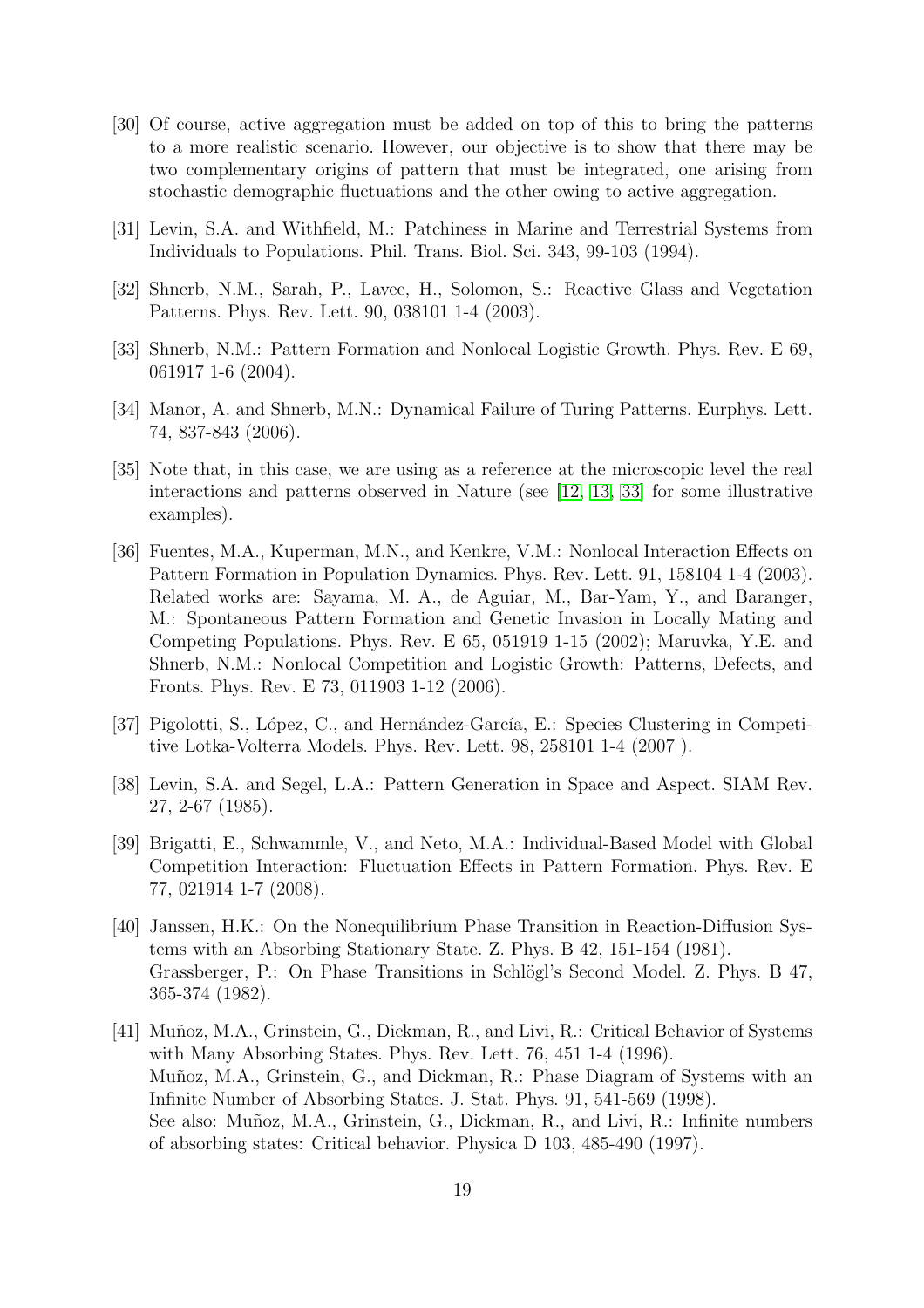[30] Of course, active aggregation must be added on top of this to bring the patterns to a more realistic scenario. However, our objective is to show that there may be two complementary origins of pattern that must be integrated, one arising from stochastic demographic fluctuations and the other owing to active aggregation.

[31] Levin, S.A. and Withfield, M.: Patchiness in Marine and Terrestrial Systems from Individuals to Populations. Phil. Trans. Biol. Sci. 343, 99-103 (1994).

[32] Shnerb, N.M., Sarah, P., Lavee, H., Solomon, S.: Reactive Glass and Vegetation Patterns. Phys. Rev. Lett. 90, 038101 1-4 (2003).

[33] Shnerb, N.M.: Pattern Formation and Nonlocal Logistic Growth. Phys. Rev. E 69, 061917 1-6 (2004).

[34] Manor, A. and Shnerb, M.N.: Dynamical Failure of Turing Patterns. Eurphys. Lett. 74, 837-843 (2006).

[35] Note that, in this case, we are using as a reference at the microscopic level the real interactions and patterns observed in Nature (see [12, 13, 33] for some illustrative examples).

[36] Fuentes, M.A., Kuperman, M.N., and Kenkre, V.M.: Nonlocal Interaction Effects on Pattern Formation in Population Dynamics. Phys. Rev. Lett. 91, 158104 1-4 (2003). Related works are: Sayama, M. A., de Aguiar, M., Bar-Yam, Y., and Baranger, M.: Spontaneous Pattern Formation and Genetic Invasion in Locally Mating and Competing Populations. Phys. Rev. E 65, 051919 1-15 (2002); Maruvka, Y.E. and Shnerb, N.M.: Nonlocal Competition and Logistic Growth: Patterns, Defects, and Fronts. Phys. Rev. E 73, 011903 1-12 (2006).

[37] Pigolotti, S., López, C., and Hernández-García, E.: Species Clustering in Competitive Lotka-Volterra Models. Phys. Rev. Lett. 98, 258101 1-4 (2007 ).

[38] Levin, S.A. and Segel, L.A.: Pattern Generation in Space and Aspect. SIAM Rev. 27, 2-67 (1985).

[39] Brigatti, E., Schwammle, V., and Neto, M.A.: Individual-Based Model with Global Competition Interaction: Fluctuation Effects in Pattern Formation. Phys. Rev. E 77, 021914 1-7 (2008).

[40] Janssen, H.K.: On the Nonequilibrium Phase Transition in Reaction-Diffusion Systems with an Absorbing Stationary State. Z. Phys. B 42, 151-154 (1981).
Grassberger, P.: On Phase Transitions in Schlögl's Second Model. Z. Phys. B 47, 365-374 (1982).

[41] Muñoz, M.A., Grinstein, G., Dickman, R., and Livi, R.: Critical Behavior of Systems with Many Absorbing States. Phys. Rev. Lett. 76, 451 1-4 (1996).
Muñoz, M.A., Grinstein, G., and Dickman, R.: Phase Diagram of Systems with an Infinite Number of Absorbing States. J. Stat. Phys. 91, 541-569 (1998).
See also: Muñoz, M.A., Grinstein, G., Dickman, R., and Livi, R.: Infinite numbers of absorbing states: Critical behavior. Physica D 103, 485-490 (1997).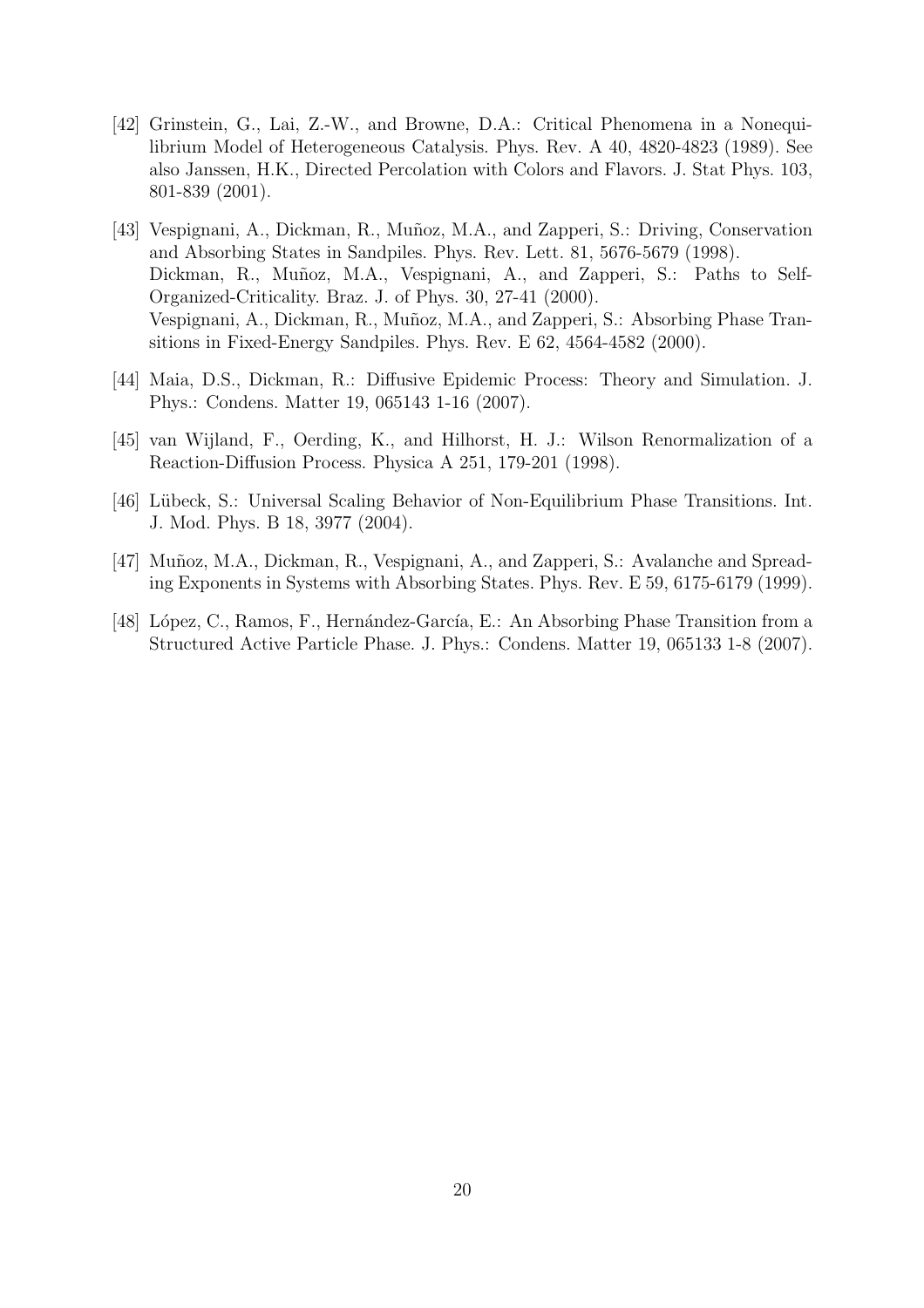[42] Grinstein, G., Lai, Z.-W., and Browne, D.A.: Critical Phenomena in a Nonequilibrium Model of Heterogeneous Catalysis. Phys. Rev. A 40, 4820-4823 (1989). See also Janssen, H.K., Directed Percolation with Colors and Flavors. J. Stat Phys. 103, 801-839 (2001).

[43] Vespignani, A., Dickman, R., Muñoz, M.A., and Zapperi, S.: Driving, Conservation and Absorbing States in Sandpiles. Phys. Rev. Lett. 81, 5676-5679 (1998).
Dickman, R., Muñoz, M.A., Vespignani, A., and Zapperi, S.: Paths to Self-Organized-Criticality. Braz. J. of Phys. 30, 27-41 (2000).
Vespignani, A., Dickman, R., Muñoz, M.A., and Zapperi, S.: Absorbing Phase Transitions in Fixed-Energy Sandpiles. Phys. Rev. E 62, 4564-4582 (2000).

[44] Maia, D.S., Dickman, R.: Diffusive Epidemic Process: Theory and Simulation. J. Phys.: Condens. Matter 19, 065143 1-16 (2007).

[45] van Wijland, F., Oerding, K., and Hilhorst, H. J.: Wilson Renormalization of a Reaction-Diffusion Process. Physica A 251, 179-201 (1998).

[46] Lübeck, S.: Universal Scaling Behavior of Non-Equilibrium Phase Transitions. Int. J. Mod. Phys. B 18, 3977 (2004).

[47] Muñoz, M.A., Dickman, R., Vespignani, A., and Zapperi, S.: Avalanche and Spreading Exponents in Systems with Absorbing States. Phys. Rev. E 59, 6175-6179 (1999).

[48] López, C., Ramos, F., Hernández-García, E.: An Absorbing Phase Transition from a Structured Active Particle Phase. J. Phys.: Condens. Matter 19, 065133 1-8 (2007).